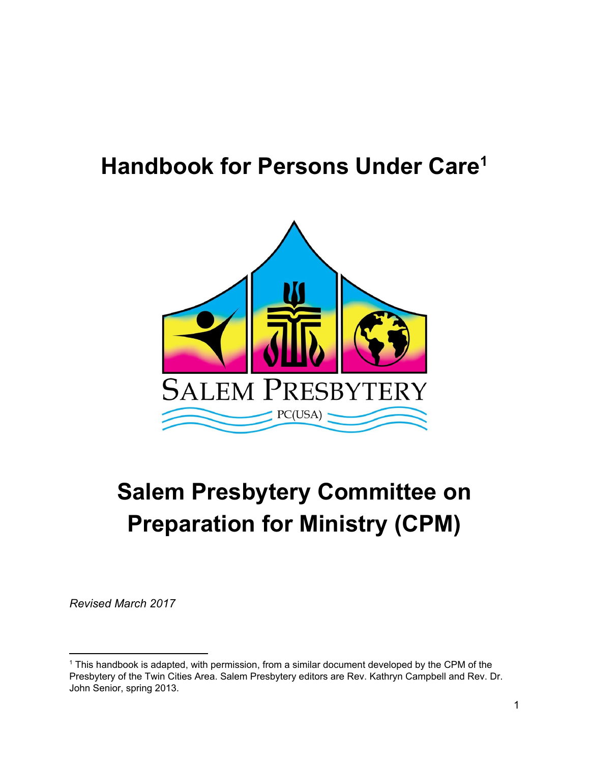# Handbook for Persons Under Care[1]

SALEM PRESBYTERY

PC(USA)

# Salem Presbytery Committee on Preparation for Ministry (CPM)

*Revised March 2017*

---

[1] This handbook is adapted, with permission, from a similar document developed by the CPM of the Presbytery of the Twin Cities Area. Salem Presbytery editors are Rev. Kathryn Campbell and Rev. Dr. John Senior, spring 2013.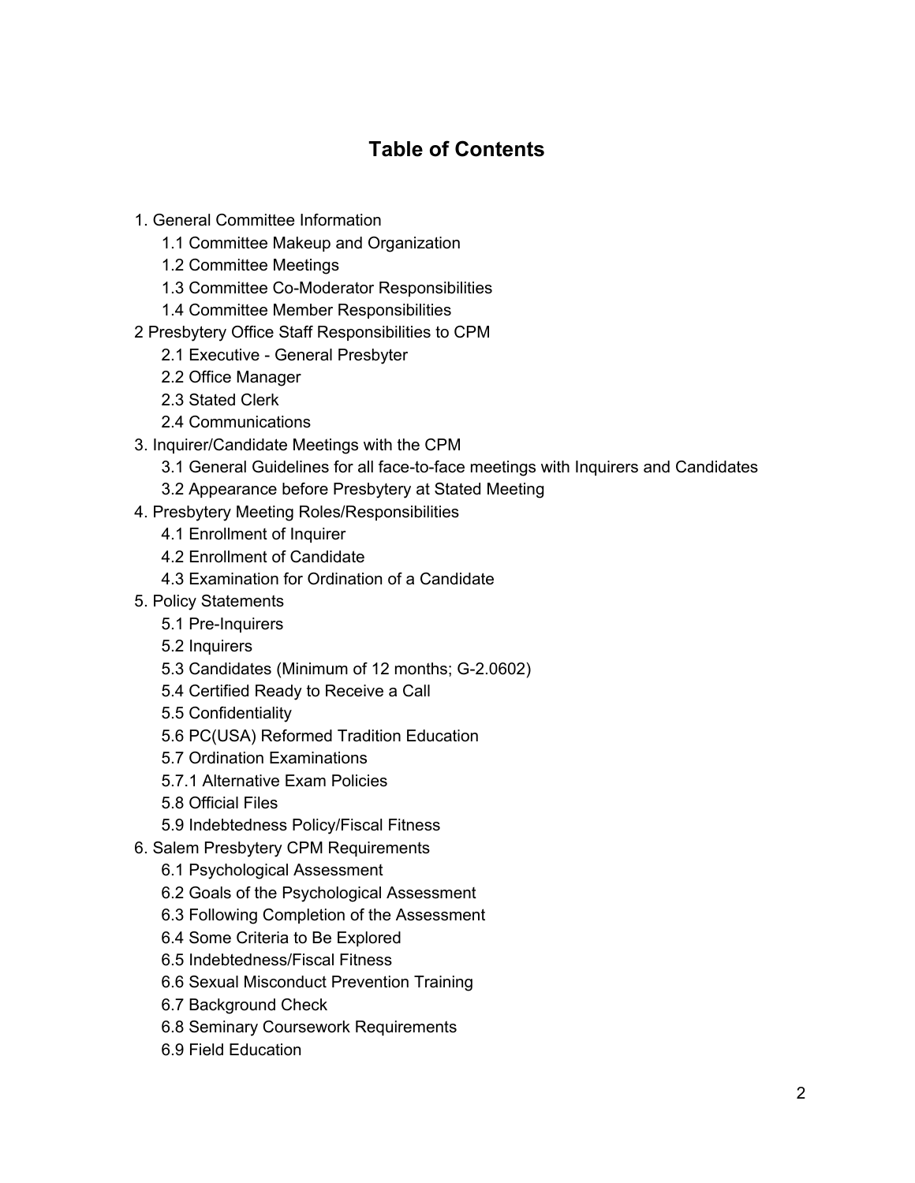# Table of Contents

1. General Committee Information
    - 1.1 Committee Makeup and Organization
    - 1.2 Committee Meetings
    - 1.3 Committee Co-Moderator Responsibilities
    - 1.4 Committee Member Responsibilities
2. Presbytery Office Staff Responsibilities to CPM
    - 2.1 Executive - General Presbyter
    - 2.2 Office Manager
    - 2.3 Stated Clerk
    - 2.4 Communications
3. Inquirer/Candidate Meetings with the CPM
    - 3.1 General Guidelines for all face-to-face meetings with Inquirers and Candidates
    - 3.2 Appearance before Presbytery at Stated Meeting
4. Presbytery Meeting Roles/Responsibilities
    - 4.1 Enrollment of Inquirer
    - 4.2 Enrollment of Candidate
    - 4.3 Examination for Ordination of a Candidate
5. Policy Statements
    - 5.1 Pre-Inquirers
    - 5.2 Inquirers
    - 5.3 Candidates (Minimum of 12 months; G-2.0602)
    - 5.4 Certified Ready to Receive a Call
    - 5.5 Confidentiality
    - 5.6 PC(USA) Reformed Tradition Education
    - 5.7 Ordination Examinations
    - 5.7.1 Alternative Exam Policies
    - 5.8 Official Files
    - 5.9 Indebtedness Policy/Fiscal Fitness
6. Salem Presbytery CPM Requirements
    - 6.1 Psychological Assessment
    - 6.2 Goals of the Psychological Assessment
    - 6.3 Following Completion of the Assessment
    - 6.4 Some Criteria to Be Explored
    - 6.5 Indebtedness/Fiscal Fitness
    - 6.6 Sexual Misconduct Prevention Training
    - 6.7 Background Check
    - 6.8 Seminary Coursework Requirements
    - 6.9 Field Education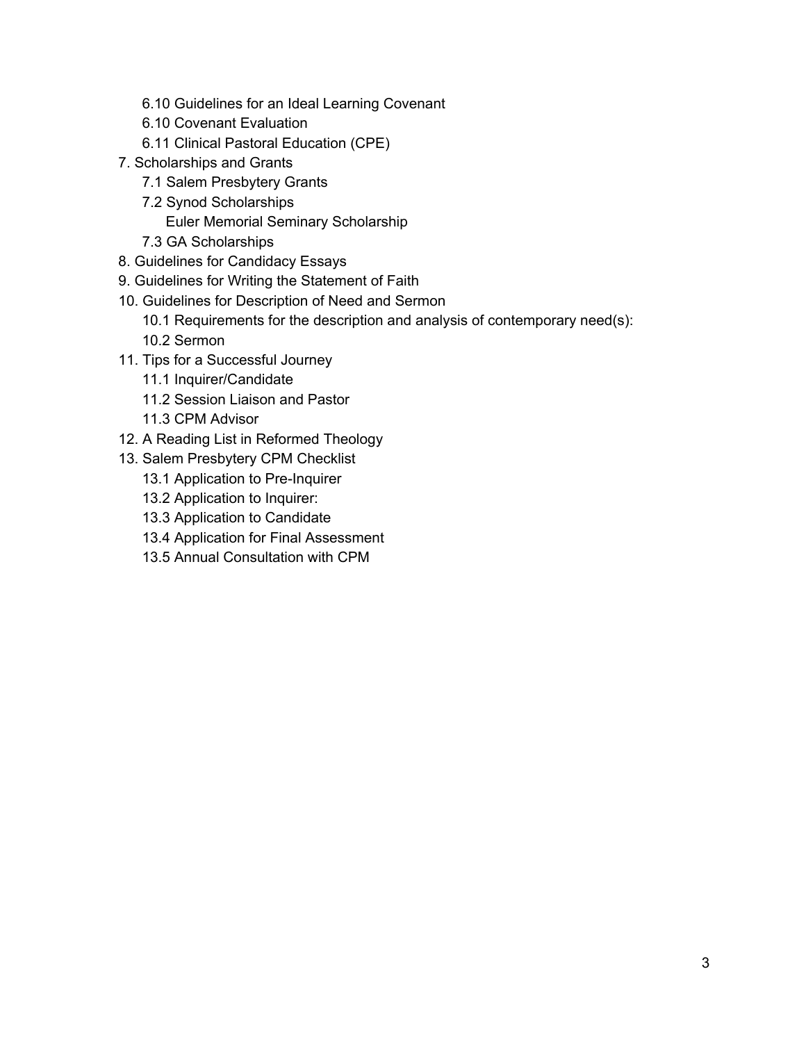- 6.10 Guidelines for an Ideal Learning Covenant
- 6.10 Covenant Evaluation
- 6.11 Clinical Pastoral Education (CPE)

7. Scholarships and Grants
   - 7.1 Salem Presbytery Grants
   - 7.2 Synod Scholarships
     - Euler Memorial Seminary Scholarship
   - 7.3 GA Scholarships
8. Guidelines for Candidacy Essays
9. Guidelines for Writing the Statement of Faith
10. Guidelines for Description of Need and Sermon
    - 10.1 Requirements for the description and analysis of contemporary need(s):
    - 10.2 Sermon
11. Tips for a Successful Journey
    - 11.1 Inquirer/Candidate
    - 11.2 Session Liaison and Pastor
    - 11.3 CPM Advisor
12. A Reading List in Reformed Theology
13. Salem Presbytery CPM Checklist
    - 13.1 Application to Pre-Inquirer
    - 13.2 Application to Inquirer:
    - 13.3 Application to Candidate
    - 13.4 Application for Final Assessment
    - 13.5 Annual Consultation with CPM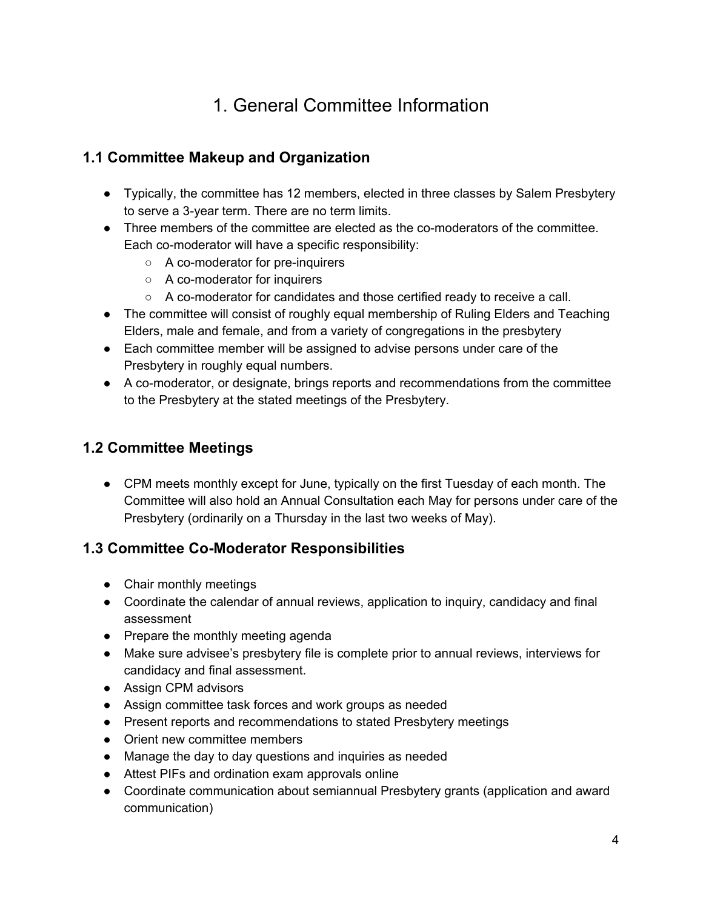# 1. General Committee Information

## 1.1 Committee Makeup and Organization

- Typically, the committee has 12 members, elected in three classes by Salem Presbytery to serve a 3-year term. There are no term limits.
- Three members of the committee are elected as the co-moderators of the committee. Each co-moderator will have a specific responsibility:
    - A co-moderator for pre-inquirers
    - A co-moderator for inquirers
    - A co-moderator for candidates and those certified ready to receive a call.
- The committee will consist of roughly equal membership of Ruling Elders and Teaching Elders, male and female, and from a variety of congregations in the presbytery
- Each committee member will be assigned to advise persons under care of the Presbytery in roughly equal numbers.
- A co-moderator, or designate, brings reports and recommendations from the committee to the Presbytery at the stated meetings of the Presbytery.

## 1.2 Committee Meetings

- CPM meets monthly except for June, typically on the first Tuesday of each month. The Committee will also hold an Annual Consultation each May for persons under care of the Presbytery (ordinarily on a Thursday in the last two weeks of May).

## 1.3 Committee Co-Moderator Responsibilities

- Chair monthly meetings
- Coordinate the calendar of annual reviews, application to inquiry, candidacy and final assessment
- Prepare the monthly meeting agenda
- Make sure advisee's presbytery file is complete prior to annual reviews, interviews for candidacy and final assessment.
- Assign CPM advisors
- Assign committee task forces and work groups as needed
- Present reports and recommendations to stated Presbytery meetings
- Orient new committee members
- Manage the day to day questions and inquiries as needed
- Attest PIFs and ordination exam approvals online
- Coordinate communication about semiannual Presbytery grants (application and award communication)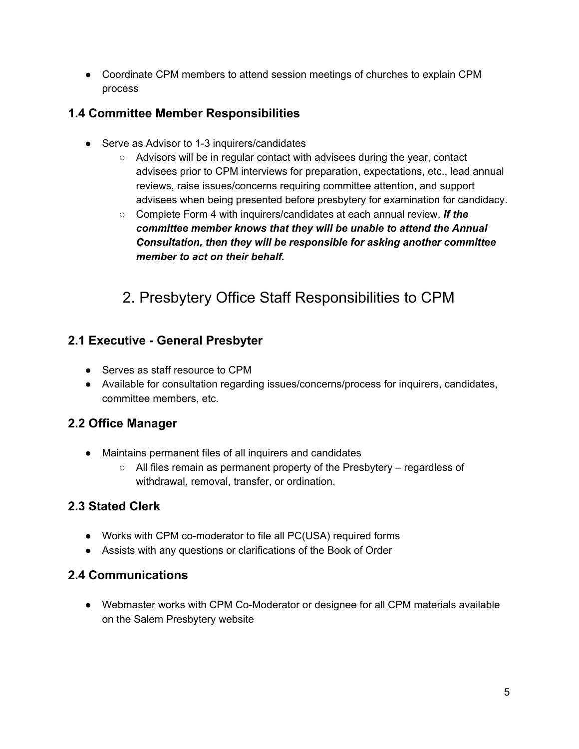- Coordinate CPM members to attend session meetings of churches to explain CPM process

### 1.4 Committee Member Responsibilities

- Serve as Advisor to 1-3 inquirers/candidates
  - Advisors will be in regular contact with advisees during the year, contact advisees prior to CPM interviews for preparation, expectations, etc., lead annual reviews, raise issues/concerns requiring committee attention, and support advisees when being presented before presbytery for examination for candidacy.
  - Complete Form 4 with inquirers/candidates at each annual review. ***If the committee member knows that they will be unable to attend the Annual Consultation, then they will be responsible for asking another committee member to act on their behalf.***

## 2. Presbytery Office Staff Responsibilities to CPM

### 2.1 Executive - General Presbyter

- Serves as staff resource to CPM
- Available for consultation regarding issues/concerns/process for inquirers, candidates, committee members, etc.

### 2.2 Office Manager

- Maintains permanent files of all inquirers and candidates
  - All files remain as permanent property of the Presbytery – regardless of withdrawal, removal, transfer, or ordination.

### 2.3 Stated Clerk

- Works with CPM co-moderator to file all PC(USA) required forms
- Assists with any questions or clarifications of the Book of Order

### 2.4 Communications

- Webmaster works with CPM Co-Moderator or designee for all CPM materials available on the Salem Presbytery website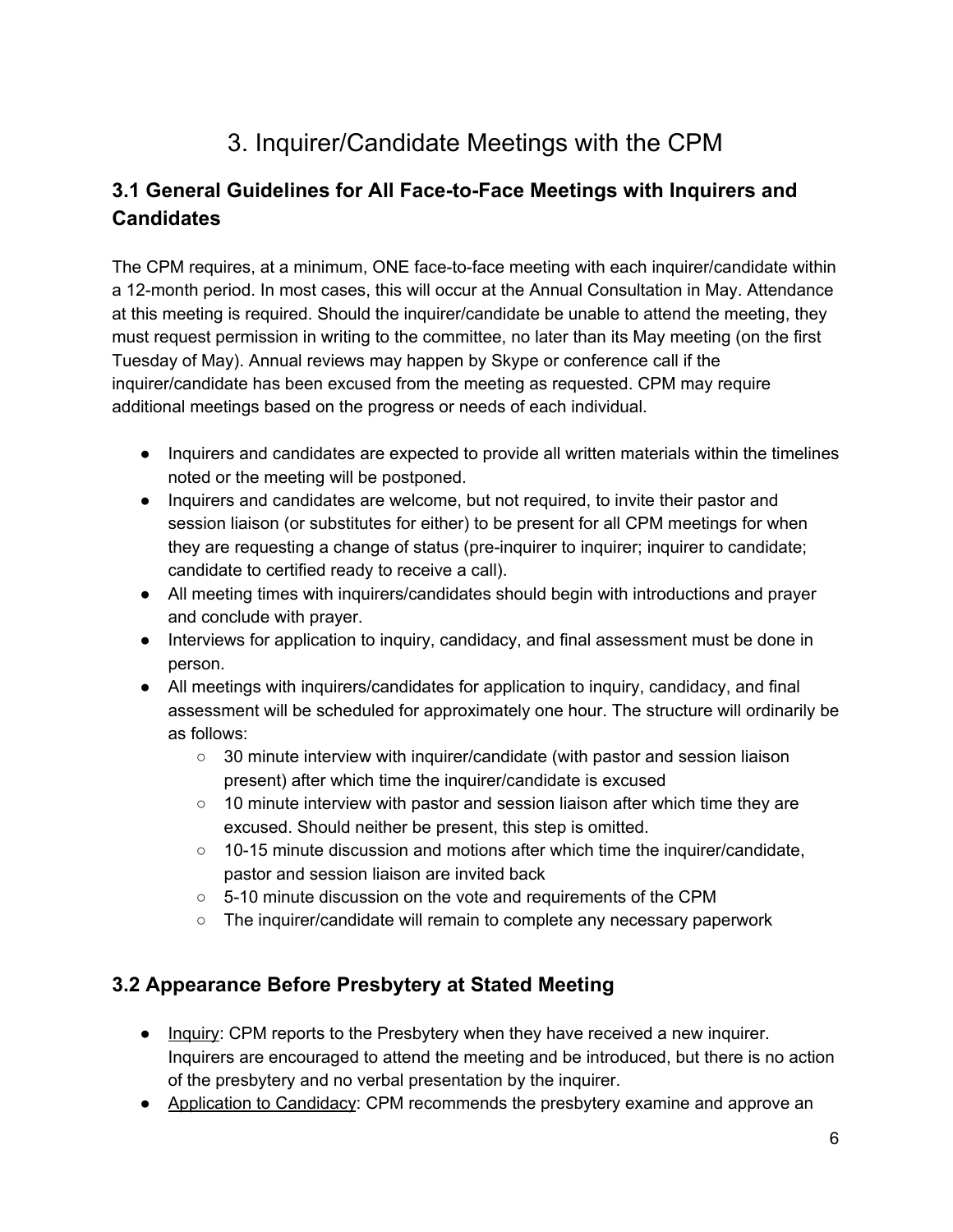# 3. Inquirer/Candidate Meetings with the CPM

## 3.1 General Guidelines for All Face-to-Face Meetings with Inquirers and Candidates

The CPM requires, at a minimum, ONE face-to-face meeting with each inquirer/candidate within a 12-month period. In most cases, this will occur at the Annual Consultation in May. Attendance at this meeting is required. Should the inquirer/candidate be unable to attend the meeting, they must request permission in writing to the committee, no later than its May meeting (on the first Tuesday of May). Annual reviews may happen by Skype or conference call if the inquirer/candidate has been excused from the meeting as requested. CPM may require additional meetings based on the progress or needs of each individual.

- Inquirers and candidates are expected to provide all written materials within the timelines noted or the meeting will be postponed.
- Inquirers and candidates are welcome, but not required, to invite their pastor and session liaison (or substitutes for either) to be present for all CPM meetings for when they are requesting a change of status (pre-inquirer to inquirer; inquirer to candidate; candidate to certified ready to receive a call).
- All meeting times with inquirers/candidates should begin with introductions and prayer and conclude with prayer.
- Interviews for application to inquiry, candidacy, and final assessment must be done in person.
- All meetings with inquirers/candidates for application to inquiry, candidacy, and final assessment will be scheduled for approximately one hour. The structure will ordinarily be as follows:
    - 30 minute interview with inquirer/candidate (with pastor and session liaison present) after which time the inquirer/candidate is excused
    - 10 minute interview with pastor and session liaison after which time they are excused. Should neither be present, this step is omitted.
    - 10-15 minute discussion and motions after which time the inquirer/candidate, pastor and session liaison are invited back
    - 5-10 minute discussion on the vote and requirements of the CPM
    - The inquirer/candidate will remain to complete any necessary paperwork

## 3.2 Appearance Before Presbytery at Stated Meeting

- Inquiry: CPM reports to the Presbytery when they have received a new inquirer. Inquirers are encouraged to attend the meeting and be introduced, but there is no action of the presbytery and no verbal presentation by the inquirer.
- Application to Candidacy: CPM recommends the presbytery examine and approve an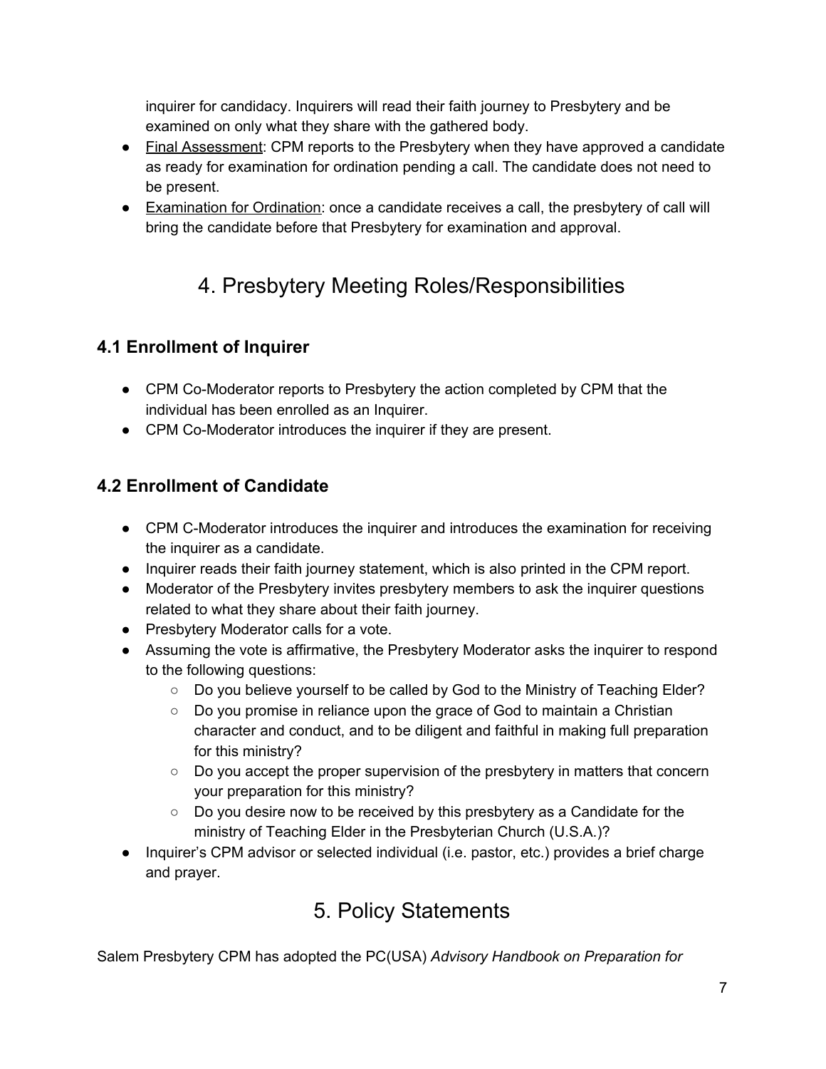inquirer for candidacy. Inquirers will read their faith journey to Presbytery and be examined on only what they share with the gathered body.

- Final Assessment: CPM reports to the Presbytery when they have approved a candidate as ready for examination for ordination pending a call. The candidate does not need to be present.
- Examination for Ordination: once a candidate receives a call, the presbytery of call will bring the candidate before that Presbytery for examination and approval.

# 4. Presbytery Meeting Roles/Responsibilities

### 4.1 Enrollment of Inquirer

- CPM Co-Moderator reports to Presbytery the action completed by CPM that the individual has been enrolled as an Inquirer.
- CPM Co-Moderator introduces the inquirer if they are present.

### 4.2 Enrollment of Candidate

- CPM C-Moderator introduces the inquirer and introduces the examination for receiving the inquirer as a candidate.
- Inquirer reads their faith journey statement, which is also printed in the CPM report.
- Moderator of the Presbytery invites presbytery members to ask the inquirer questions related to what they share about their faith journey.
- Presbytery Moderator calls for a vote.
- Assuming the vote is affirmative, the Presbytery Moderator asks the inquirer to respond to the following questions:
    - Do you believe yourself to be called by God to the Ministry of Teaching Elder?
    - Do you promise in reliance upon the grace of God to maintain a Christian character and conduct, and to be diligent and faithful in making full preparation for this ministry?
    - Do you accept the proper supervision of the presbytery in matters that concern your preparation for this ministry?
    - Do you desire now to be received by this presbytery as a Candidate for the ministry of Teaching Elder in the Presbyterian Church (U.S.A.)?
- Inquirer's CPM advisor or selected individual (i.e. pastor, etc.) provides a brief charge and prayer.

# 5. Policy Statements

Salem Presbytery CPM has adopted the PC(USA) *Advisory Handbook on Preparation for*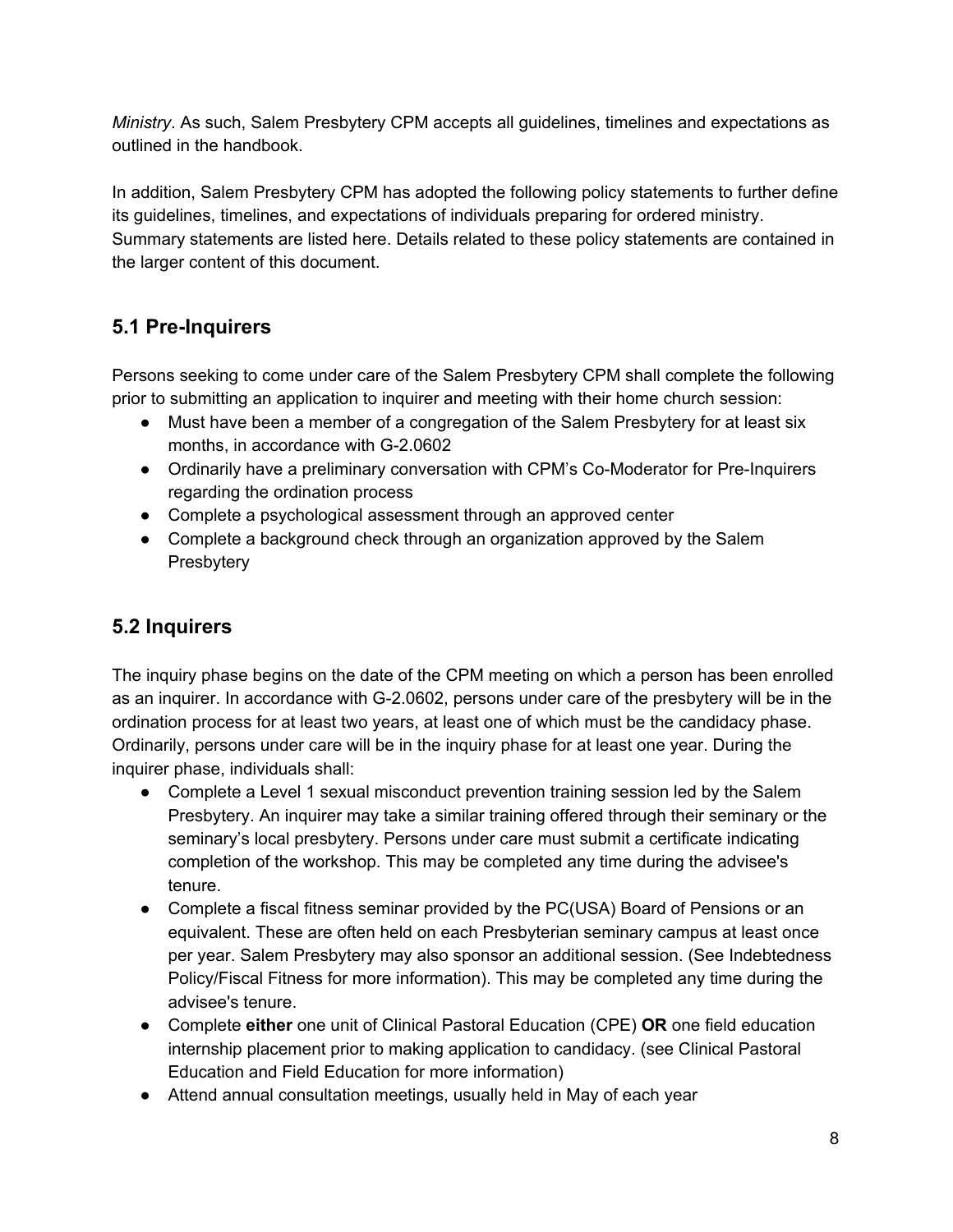*Ministry*. As such, Salem Presbytery CPM accepts all guidelines, timelines and expectations as outlined in the handbook.

In addition, Salem Presbytery CPM has adopted the following policy statements to further define its guidelines, timelines, and expectations of individuals preparing for ordered ministry. Summary statements are listed here. Details related to these policy statements are contained in the larger content of this document.

## 5.1 Pre-Inquirers

Persons seeking to come under care of the Salem Presbytery CPM shall complete the following prior to submitting an application to inquirer and meeting with their home church session:

- Must have been a member of a congregation of the Salem Presbytery for at least six months, in accordance with G-2.0602
- Ordinarily have a preliminary conversation with CPM's Co-Moderator for Pre-Inquirers regarding the ordination process
- Complete a psychological assessment through an approved center
- Complete a background check through an organization approved by the Salem Presbytery

## 5.2 Inquirers

The inquiry phase begins on the date of the CPM meeting on which a person has been enrolled as an inquirer. In accordance with G-2.0602, persons under care of the presbytery will be in the ordination process for at least two years, at least one of which must be the candidacy phase. Ordinarily, persons under care will be in the inquiry phase for at least one year. During the inquirer phase, individuals shall:

- Complete a Level 1 sexual misconduct prevention training session led by the Salem Presbytery. An inquirer may take a similar training offered through their seminary or the seminary's local presbytery. Persons under care must submit a certificate indicating completion of the workshop. This may be completed any time during the advisee's tenure.
- Complete a fiscal fitness seminar provided by the PC(USA) Board of Pensions or an equivalent. These are often held on each Presbyterian seminary campus at least once per year. Salem Presbytery may also sponsor an additional session. (See Indebtedness Policy/Fiscal Fitness for more information). This may be completed any time during the advisee's tenure.
- Complete **either** one unit of Clinical Pastoral Education (CPE) **OR** one field education internship placement prior to making application to candidacy. (see Clinical Pastoral Education and Field Education for more information)
- Attend annual consultation meetings, usually held in May of each year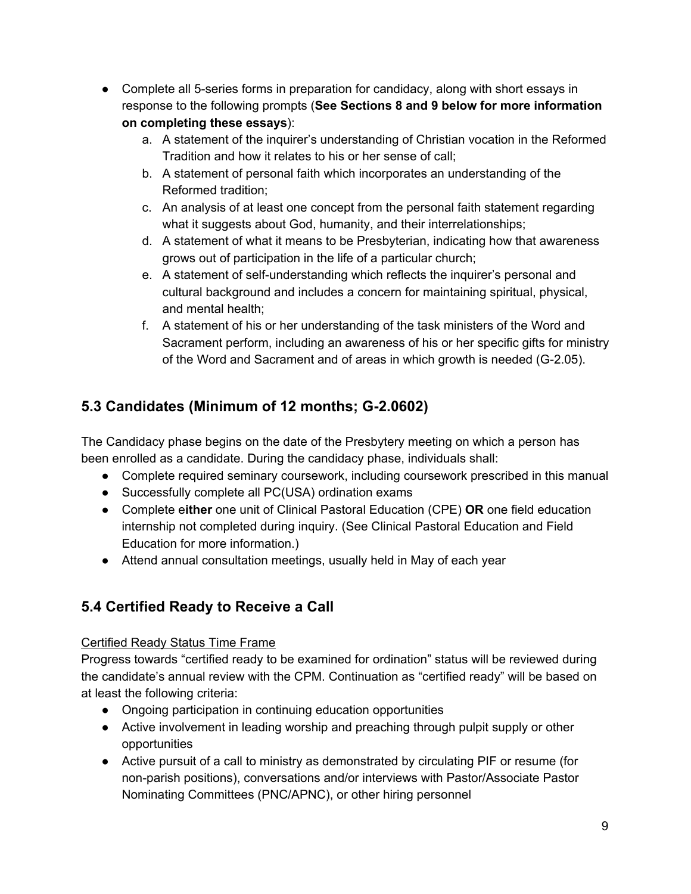- Complete all 5-series forms in preparation for candidacy, along with short essays in response to the following prompts (**See Sections 8 and 9 below for more information on completing these essays**):
    a. A statement of the inquirer's understanding of Christian vocation in the Reformed Tradition and how it relates to his or her sense of call;
    b. A statement of personal faith which incorporates an understanding of the Reformed tradition;
    c. An analysis of at least one concept from the personal faith statement regarding what it suggests about God, humanity, and their interrelationships;
    d. A statement of what it means to be Presbyterian, indicating how that awareness grows out of participation in the life of a particular church;
    e. A statement of self-understanding which reflects the inquirer's personal and cultural background and includes a concern for maintaining spiritual, physical, and mental health;
    f. A statement of his or her understanding of the task ministers of the Word and Sacrament perform, including an awareness of his or her specific gifts for ministry of the Word and Sacrament and of areas in which growth is needed (G-2.05).

## 5.3 Candidates (Minimum of 12 months; G-2.0602)

The Candidacy phase begins on the date of the Presbytery meeting on which a person has been enrolled as a candidate. During the candidacy phase, individuals shall:

- Complete required seminary coursework, including coursework prescribed in this manual
- Successfully complete all PC(USA) ordination exams
- Complete e**ither** one unit of Clinical Pastoral Education (CPE) **OR** one field education internship not completed during inquiry. (See Clinical Pastoral Education and Field Education for more information.)
- Attend annual consultation meetings, usually held in May of each year

## 5.4 Certified Ready to Receive a Call

Certified Ready Status Time Frame

Progress towards "certified ready to be examined for ordination" status will be reviewed during the candidate's annual review with the CPM. Continuation as "certified ready" will be based on at least the following criteria:

- Ongoing participation in continuing education opportunities
- Active involvement in leading worship and preaching through pulpit supply or other opportunities
- Active pursuit of a call to ministry as demonstrated by circulating PIF or resume (for non-parish positions), conversations and/or interviews with Pastor/Associate Pastor Nominating Committees (PNC/APNC), or other hiring personnel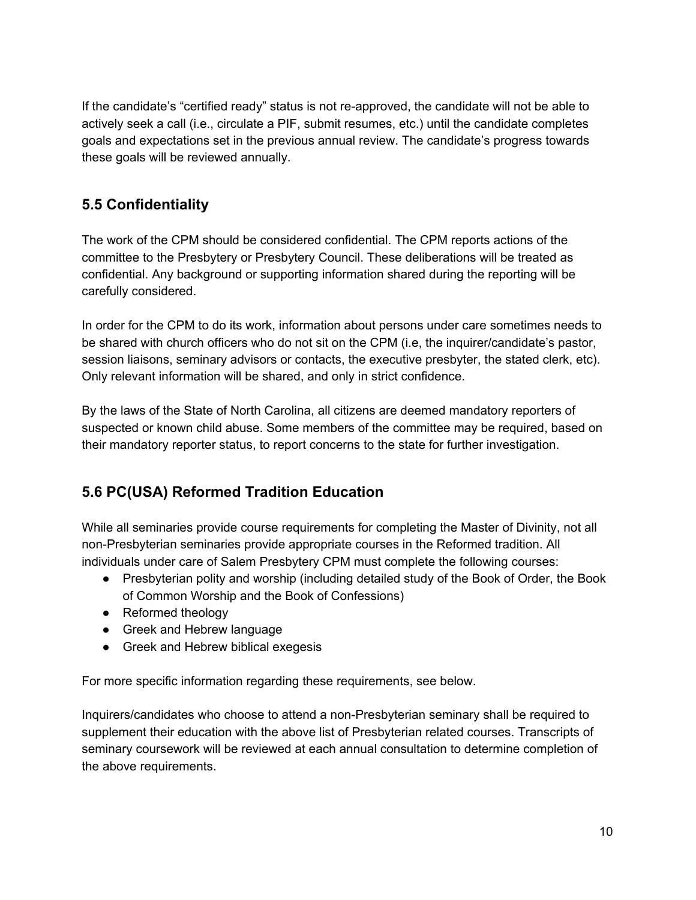If the candidate's "certified ready" status is not re-approved, the candidate will not be able to actively seek a call (i.e., circulate a PIF, submit resumes, etc.) until the candidate completes goals and expectations set in the previous annual review. The candidate's progress towards these goals will be reviewed annually.

## 5.5 Confidentiality

The work of the CPM should be considered confidential. The CPM reports actions of the committee to the Presbytery or Presbytery Council. These deliberations will be treated as confidential. Any background or supporting information shared during the reporting will be carefully considered.

In order for the CPM to do its work, information about persons under care sometimes needs to be shared with church officers who do not sit on the CPM (i.e, the inquirer/candidate's pastor, session liaisons, seminary advisors or contacts, the executive presbyter, the stated clerk, etc). Only relevant information will be shared, and only in strict confidence.

By the laws of the State of North Carolina, all citizens are deemed mandatory reporters of suspected or known child abuse. Some members of the committee may be required, based on their mandatory reporter status, to report concerns to the state for further investigation.

## 5.6 PC(USA) Reformed Tradition Education

While all seminaries provide course requirements for completing the Master of Divinity, not all non-Presbyterian seminaries provide appropriate courses in the Reformed tradition. All individuals under care of Salem Presbytery CPM must complete the following courses:

- Presbyterian polity and worship (including detailed study of the Book of Order, the Book of Common Worship and the Book of Confessions)
- Reformed theology
- Greek and Hebrew language
- Greek and Hebrew biblical exegesis

For more specific information regarding these requirements, see below.

Inquirers/candidates who choose to attend a non-Presbyterian seminary shall be required to supplement their education with the above list of Presbyterian related courses. Transcripts of seminary coursework will be reviewed at each annual consultation to determine completion of the above requirements.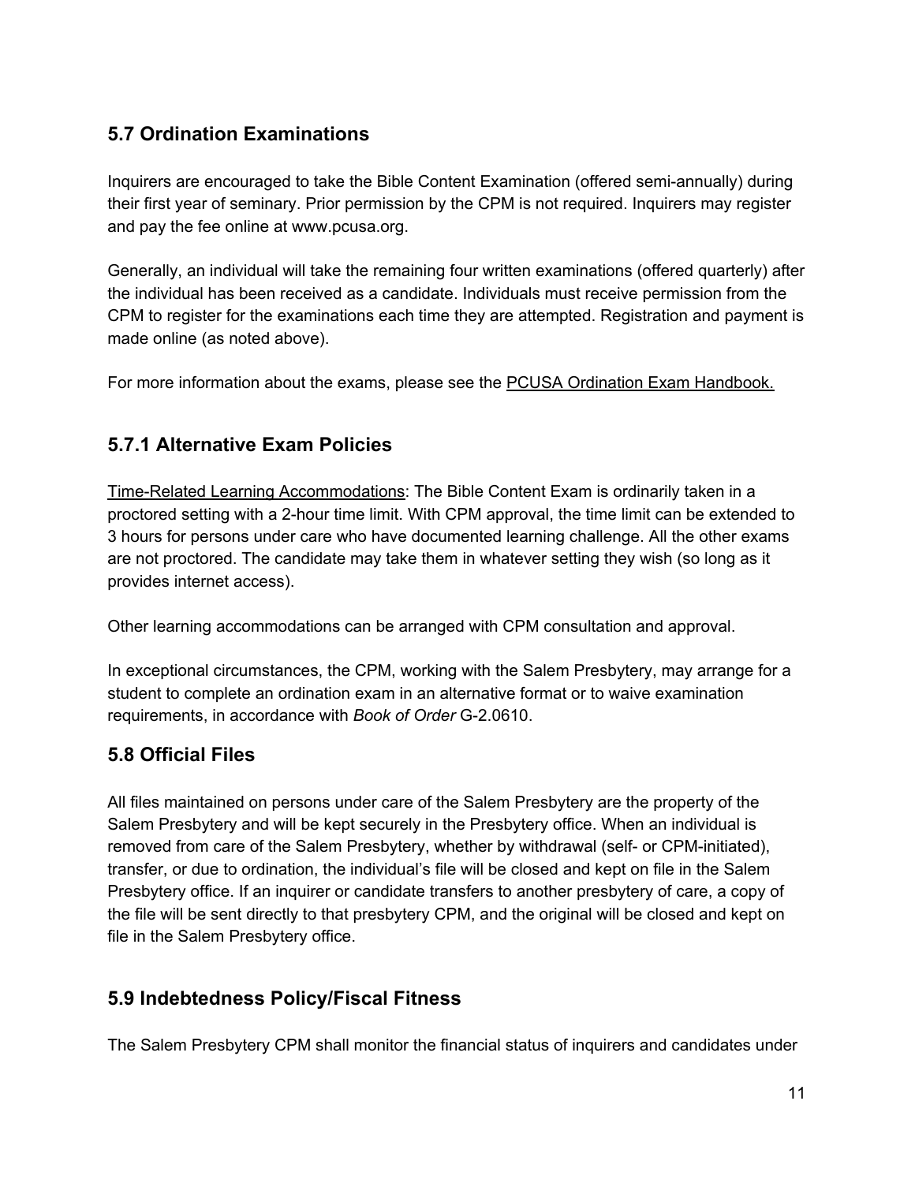## 5.7 Ordination Examinations

Inquirers are encouraged to take the Bible Content Examination (offered semi-annually) during their first year of seminary. Prior permission by the CPM is not required. Inquirers may register and pay the fee online at www.pcusa.org.

Generally, an individual will take the remaining four written examinations (offered quarterly) after the individual has been received as a candidate. Individuals must receive permission from the CPM to register for the examinations each time they are attempted. Registration and payment is made online (as noted above).

For more information about the exams, please see the PCUSA Ordination Exam Handbook.

## 5.7.1 Alternative Exam Policies

Time-Related Learning Accommodations: The Bible Content Exam is ordinarily taken in a proctored setting with a 2-hour time limit. With CPM approval, the time limit can be extended to 3 hours for persons under care who have documented learning challenge. All the other exams are not proctored. The candidate may take them in whatever setting they wish (so long as it provides internet access).

Other learning accommodations can be arranged with CPM consultation and approval.

In exceptional circumstances, the CPM, working with the Salem Presbytery, may arrange for a student to complete an ordination exam in an alternative format or to waive examination requirements, in accordance with *Book of Order* G-2.0610.

## 5.8 Official Files

All files maintained on persons under care of the Salem Presbytery are the property of the Salem Presbytery and will be kept securely in the Presbytery office. When an individual is removed from care of the Salem Presbytery, whether by withdrawal (self- or CPM-initiated), transfer, or due to ordination, the individual's file will be closed and kept on file in the Salem Presbytery office. If an inquirer or candidate transfers to another presbytery of care, a copy of the file will be sent directly to that presbytery CPM, and the original will be closed and kept on file in the Salem Presbytery office.

## 5.9 Indebtedness Policy/Fiscal Fitness

The Salem Presbytery CPM shall monitor the financial status of inquirers and candidates under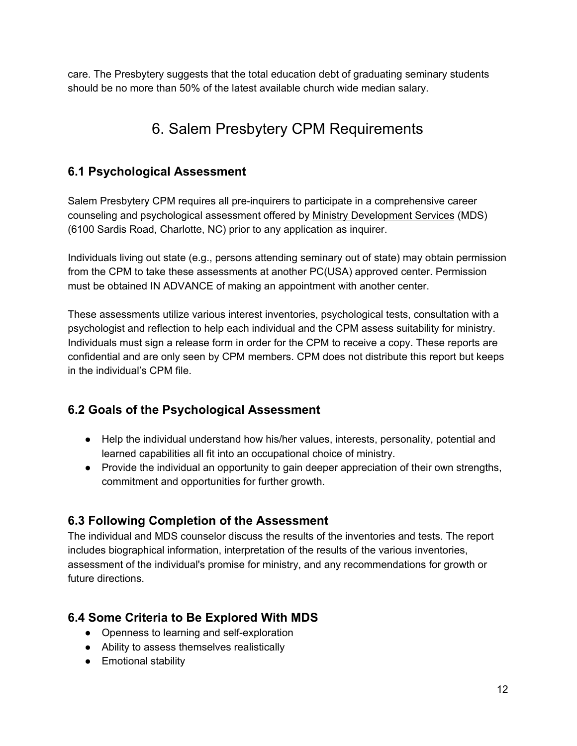care. The Presbytery suggests that the total education debt of graduating seminary students should be no more than 50% of the latest available church wide median salary.

# 6. Salem Presbytery CPM Requirements

## 6.1 Psychological Assessment

Salem Presbytery CPM requires all pre-inquirers to participate in a comprehensive career counseling and psychological assessment offered by Ministry Development Services (MDS) (6100 Sardis Road, Charlotte, NC) prior to any application as inquirer.

Individuals living out state (e.g., persons attending seminary out of state) may obtain permission from the CPM to take these assessments at another PC(USA) approved center. Permission must be obtained IN ADVANCE of making an appointment with another center.

These assessments utilize various interest inventories, psychological tests, consultation with a psychologist and reflection to help each individual and the CPM assess suitability for ministry. Individuals must sign a release form in order for the CPM to receive a copy. These reports are confidential and are only seen by CPM members. CPM does not distribute this report but keeps in the individual's CPM file.

## 6.2 Goals of the Psychological Assessment

- Help the individual understand how his/her values, interests, personality, potential and learned capabilities all fit into an occupational choice of ministry.
- Provide the individual an opportunity to gain deeper appreciation of their own strengths, commitment and opportunities for further growth.

## 6.3 Following Completion of the Assessment

The individual and MDS counselor discuss the results of the inventories and tests. The report includes biographical information, interpretation of the results of the various inventories, assessment of the individual's promise for ministry, and any recommendations for growth or future directions.

## 6.4 Some Criteria to Be Explored With MDS

- Openness to learning and self-exploration
- Ability to assess themselves realistically
- Emotional stability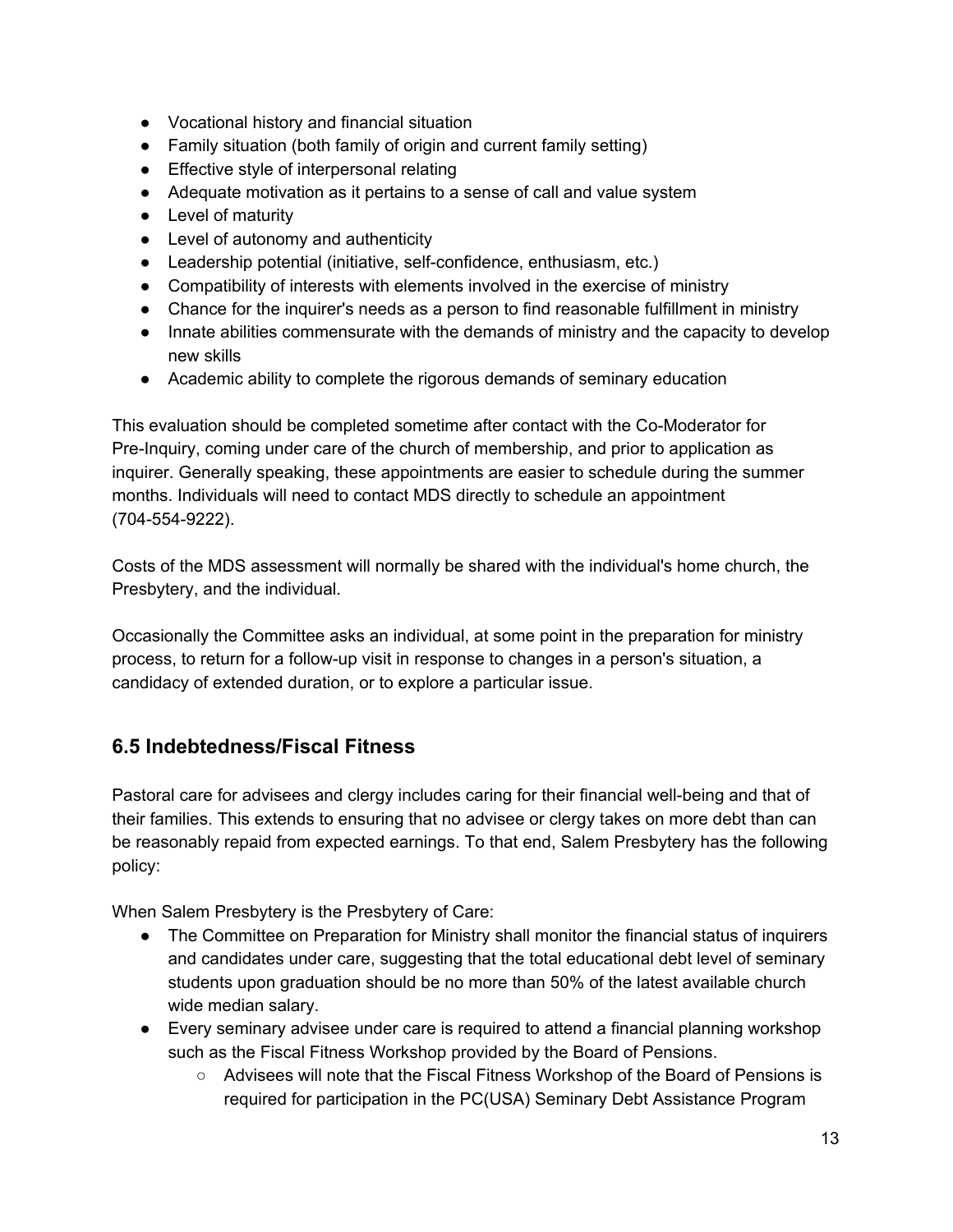- Vocational history and financial situation
- Family situation (both family of origin and current family setting)
- Effective style of interpersonal relating
- Adequate motivation as it pertains to a sense of call and value system
- Level of maturity
- Level of autonomy and authenticity
- Leadership potential (initiative, self-confidence, enthusiasm, etc.)
- Compatibility of interests with elements involved in the exercise of ministry
- Chance for the inquirer's needs as a person to find reasonable fulfillment in ministry
- Innate abilities commensurate with the demands of ministry and the capacity to develop new skills
- Academic ability to complete the rigorous demands of seminary education

This evaluation should be completed sometime after contact with the Co-Moderator for Pre-Inquiry, coming under care of the church of membership, and prior to application as inquirer. Generally speaking, these appointments are easier to schedule during the summer months. Individuals will need to contact MDS directly to schedule an appointment (704-554-9222).

Costs of the MDS assessment will normally be shared with the individual's home church, the Presbytery, and the individual.

Occasionally the Committee asks an individual, at some point in the preparation for ministry process, to return for a follow-up visit in response to changes in a person's situation, a candidacy of extended duration, or to explore a particular issue.

## 6.5 Indebtedness/Fiscal Fitness

Pastoral care for advisees and clergy includes caring for their financial well-being and that of their families. This extends to ensuring that no advisee or clergy takes on more debt than can be reasonably repaid from expected earnings. To that end, Salem Presbytery has the following policy:

When Salem Presbytery is the Presbytery of Care:

- The Committee on Preparation for Ministry shall monitor the financial status of inquirers and candidates under care, suggesting that the total educational debt level of seminary students upon graduation should be no more than 50% of the latest available church wide median salary.
- Every seminary advisee under care is required to attend a financial planning workshop such as the Fiscal Fitness Workshop provided by the Board of Pensions.
    - Advisees will note that the Fiscal Fitness Workshop of the Board of Pensions is required for participation in the PC(USA) Seminary Debt Assistance Program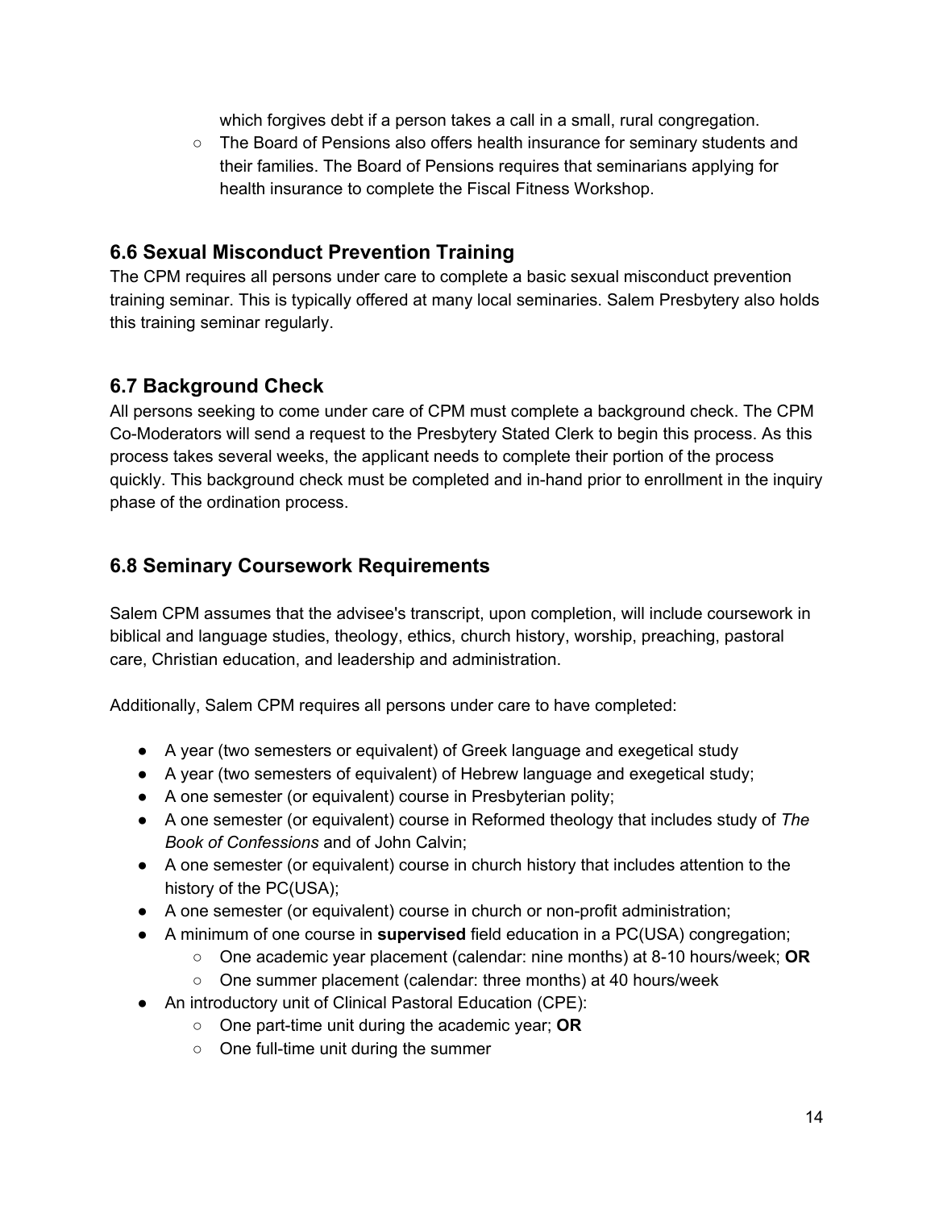which forgives debt if a person takes a call in a small, rural congregation.

- The Board of Pensions also offers health insurance for seminary students and their families. The Board of Pensions requires that seminarians applying for health insurance to complete the Fiscal Fitness Workshop.

## 6.6 Sexual Misconduct Prevention Training

The CPM requires all persons under care to complete a basic sexual misconduct prevention training seminar. This is typically offered at many local seminaries. Salem Presbytery also holds this training seminar regularly.

## 6.7 Background Check

All persons seeking to come under care of CPM must complete a background check. The CPM Co-Moderators will send a request to the Presbytery Stated Clerk to begin this process. As this process takes several weeks, the applicant needs to complete their portion of the process quickly. This background check must be completed and in-hand prior to enrollment in the inquiry phase of the ordination process.

## 6.8 Seminary Coursework Requirements

Salem CPM assumes that the advisee's transcript, upon completion, will include coursework in biblical and language studies, theology, ethics, church history, worship, preaching, pastoral care, Christian education, and leadership and administration.

Additionally, Salem CPM requires all persons under care to have completed:

- A year (two semesters or equivalent) of Greek language and exegetical study
- A year (two semesters of equivalent) of Hebrew language and exegetical study;
- A one semester (or equivalent) course in Presbyterian polity;
- A one semester (or equivalent) course in Reformed theology that includes study of *The Book of Confessions* and of John Calvin;
- A one semester (or equivalent) course in church history that includes attention to the history of the PC(USA);
- A one semester (or equivalent) course in church or non-profit administration;
- A minimum of one course in **supervised** field education in a PC(USA) congregation;
    - One academic year placement (calendar: nine months) at 8-10 hours/week; **OR**
    - One summer placement (calendar: three months) at 40 hours/week
- An introductory unit of Clinical Pastoral Education (CPE):
    - One part-time unit during the academic year; **OR**
    - One full-time unit during the summer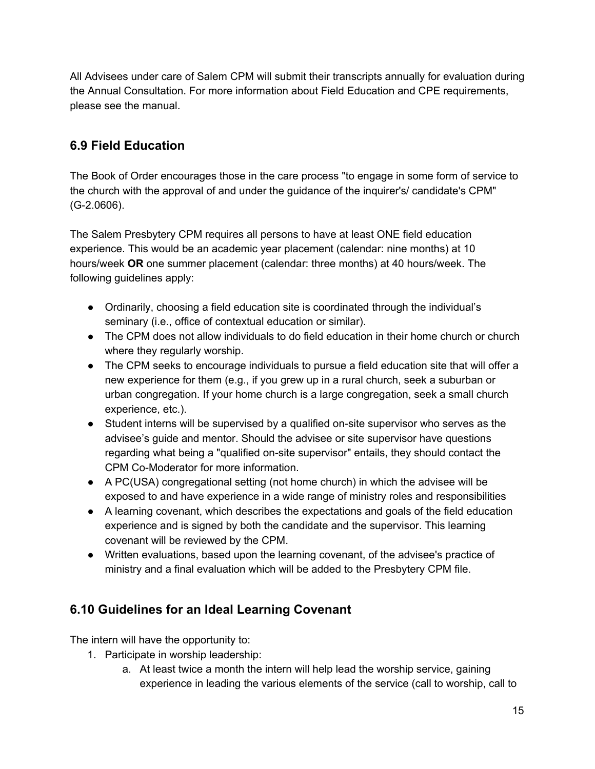All Advisees under care of Salem CPM will submit their transcripts annually for evaluation during the Annual Consultation. For more information about Field Education and CPE requirements, please see the manual.

## 6.9 Field Education

The Book of Order encourages those in the care process "to engage in some form of service to the church with the approval of and under the guidance of the inquirer's/ candidate's CPM" (G-2.0606).

The Salem Presbytery CPM requires all persons to have at least ONE field education experience. This would be an academic year placement (calendar: nine months) at 10 hours/week **OR** one summer placement (calendar: three months) at 40 hours/week. The following guidelines apply:

- Ordinarily, choosing a field education site is coordinated through the individual’s seminary (i.e., office of contextual education or similar).
- The CPM does not allow individuals to do field education in their home church or church where they regularly worship.
- The CPM seeks to encourage individuals to pursue a field education site that will offer a new experience for them (e.g., if you grew up in a rural church, seek a suburban or urban congregation. If your home church is a large congregation, seek a small church experience, etc.).
- Student interns will be supervised by a qualified on-site supervisor who serves as the advisee’s guide and mentor. Should the advisee or site supervisor have questions regarding what being a "qualified on-site supervisor" entails, they should contact the CPM Co-Moderator for more information.
- A PC(USA) congregational setting (not home church) in which the advisee will be exposed to and have experience in a wide range of ministry roles and responsibilities
- A learning covenant, which describes the expectations and goals of the field education experience and is signed by both the candidate and the supervisor. This learning covenant will be reviewed by the CPM.
- Written evaluations, based upon the learning covenant, of the advisee's practice of ministry and a final evaluation which will be added to the Presbytery CPM file.

## 6.10 Guidelines for an Ideal Learning Covenant

The intern will have the opportunity to:

1. Participate in worship leadership:
    a. At least twice a month the intern will help lead the worship service, gaining experience in leading the various elements of the service (call to worship, call to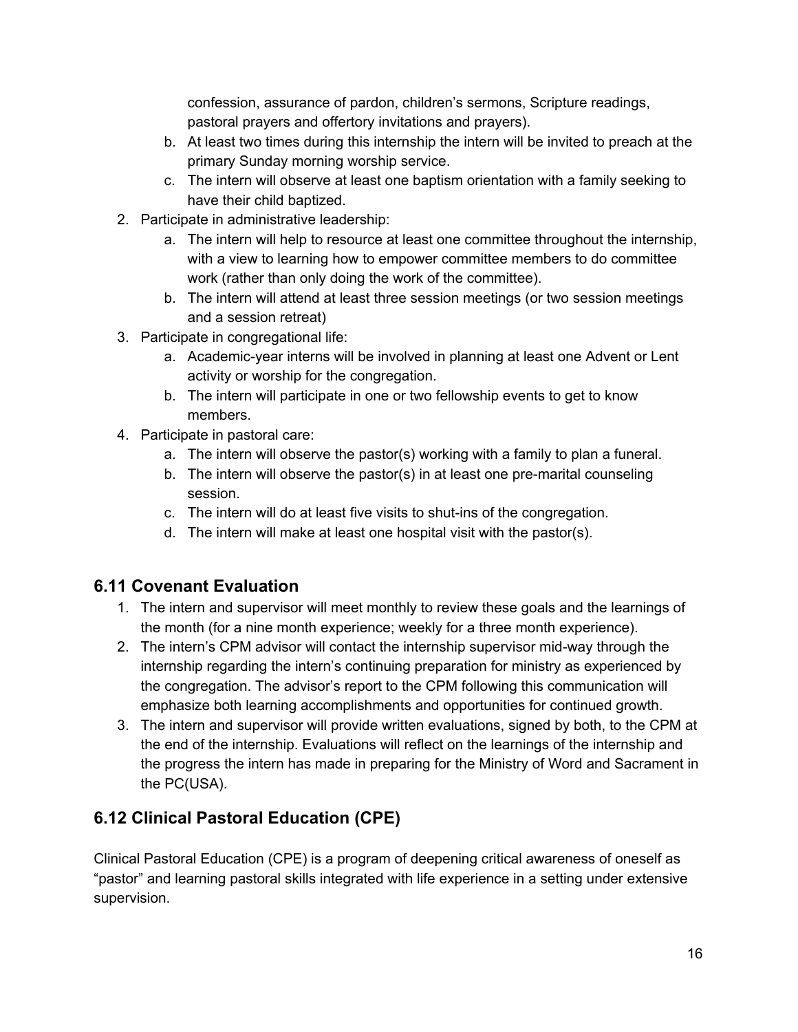confession, assurance of pardon, children's sermons, Scripture readings, pastoral prayers and offertory invitations and prayers).

   b. At least two times during this internship the intern will be invited to preach at the primary Sunday morning worship service.
   c. The intern will observe at least one baptism orientation with a family seeking to have their child baptized.

2. Participate in administrative leadership:
   a. The intern will help to resource at least one committee throughout the internship, with a view to learning how to empower committee members to do committee work (rather than only doing the work of the committee).
   b. The intern will attend at least three session meetings (or two session meetings and a session retreat)
3. Participate in congregational life:
   a. Academic-year interns will be involved in planning at least one Advent or Lent activity or worship for the congregation.
   b. The intern will participate in one or two fellowship events to get to know members.
4. Participate in pastoral care:
   a. The intern will observe the pastor(s) working with a family to plan a funeral.
   b. The intern will observe the pastor(s) in at least one pre-marital counseling session.
   c. The intern will do at least five visits to shut-ins of the congregation.
   d. The intern will make at least one hospital visit with the pastor(s).

## 6.11 Covenant Evaluation

1. The intern and supervisor will meet monthly to review these goals and the learnings of the month (for a nine month experience; weekly for a three month experience).
2. The intern's CPM advisor will contact the internship supervisor mid-way through the internship regarding the intern's continuing preparation for ministry as experienced by the congregation. The advisor's report to the CPM following this communication will emphasize both learning accomplishments and opportunities for continued growth.
3. The intern and supervisor will provide written evaluations, signed by both, to the CPM at the end of the internship. Evaluations will reflect on the learnings of the internship and the progress the intern has made in preparing for the Ministry of Word and Sacrament in the PC(USA).

## 6.12 Clinical Pastoral Education (CPE)

Clinical Pastoral Education (CPE) is a program of deepening critical awareness of oneself as "pastor" and learning pastoral skills integrated with life experience in a setting under extensive supervision.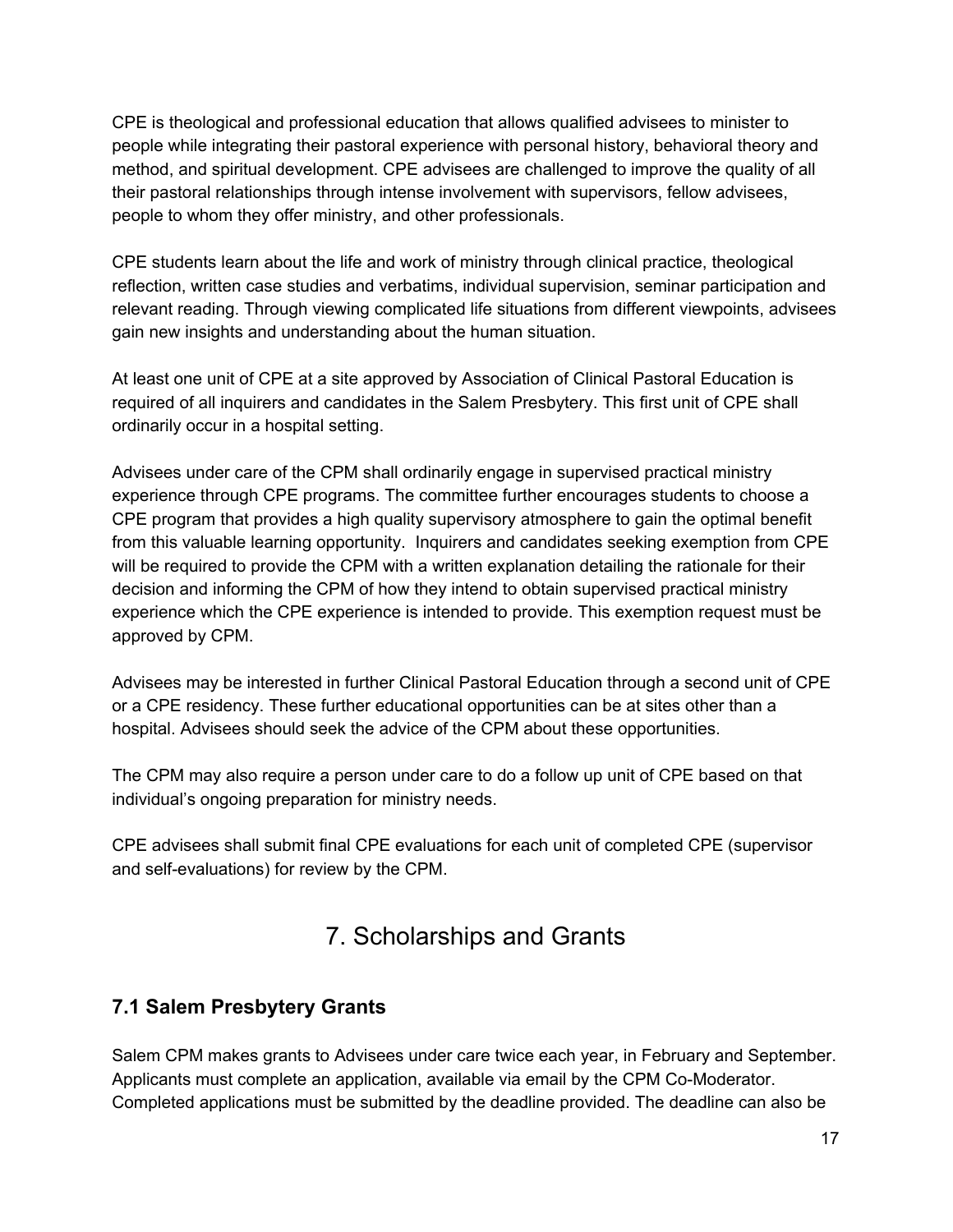CPE is theological and professional education that allows qualified advisees to minister to people while integrating their pastoral experience with personal history, behavioral theory and method, and spiritual development. CPE advisees are challenged to improve the quality of all their pastoral relationships through intense involvement with supervisors, fellow advisees, people to whom they offer ministry, and other professionals.

CPE students learn about the life and work of ministry through clinical practice, theological reflection, written case studies and verbatims, individual supervision, seminar participation and relevant reading. Through viewing complicated life situations from different viewpoints, advisees gain new insights and understanding about the human situation.

At least one unit of CPE at a site approved by Association of Clinical Pastoral Education is required of all inquirers and candidates in the Salem Presbytery. This first unit of CPE shall ordinarily occur in a hospital setting.

Advisees under care of the CPM shall ordinarily engage in supervised practical ministry experience through CPE programs. The committee further encourages students to choose a CPE program that provides a high quality supervisory atmosphere to gain the optimal benefit from this valuable learning opportunity. Inquirers and candidates seeking exemption from CPE will be required to provide the CPM with a written explanation detailing the rationale for their decision and informing the CPM of how they intend to obtain supervised practical ministry experience which the CPE experience is intended to provide. This exemption request must be approved by CPM.

Advisees may be interested in further Clinical Pastoral Education through a second unit of CPE or a CPE residency. These further educational opportunities can be at sites other than a hospital. Advisees should seek the advice of the CPM about these opportunities.

The CPM may also require a person under care to do a follow up unit of CPE based on that individual's ongoing preparation for ministry needs.

CPE advisees shall submit final CPE evaluations for each unit of completed CPE (supervisor and self-evaluations) for review by the CPM.

# 7. Scholarships and Grants

## 7.1 Salem Presbytery Grants

Salem CPM makes grants to Advisees under care twice each year, in February and September. Applicants must complete an application, available via email by the CPM Co-Moderator. Completed applications must be submitted by the deadline provided. The deadline can also be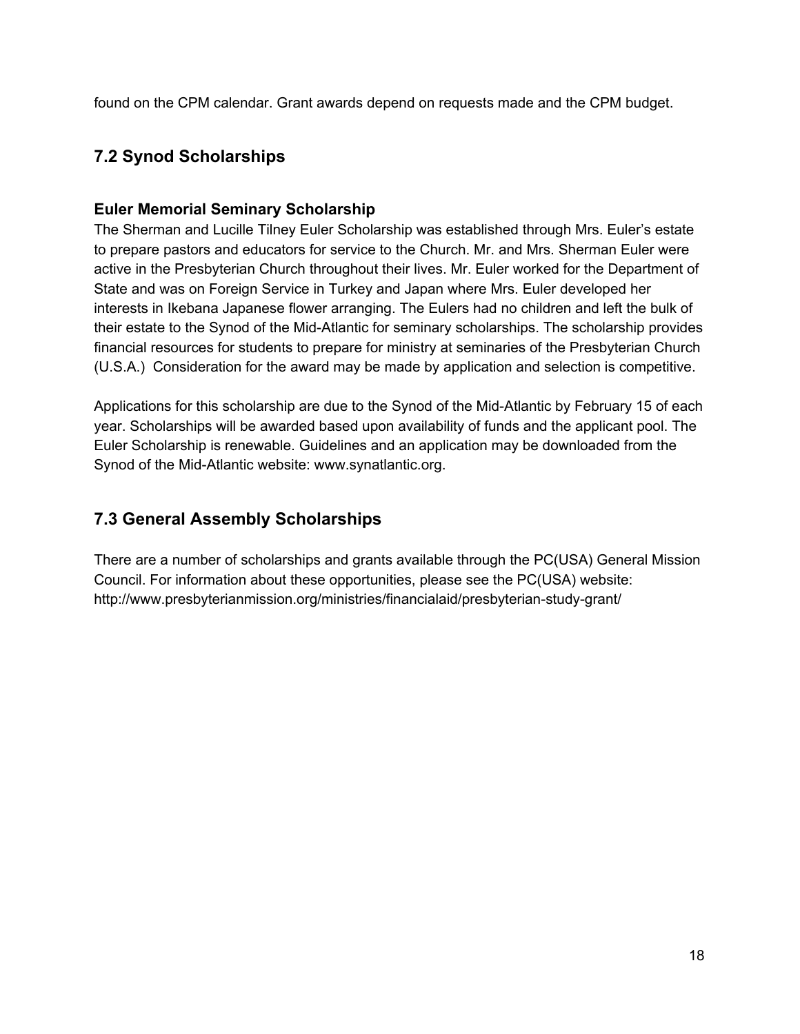found on the CPM calendar. Grant awards depend on requests made and the CPM budget.

## 7.2 Synod Scholarships

### Euler Memorial Seminary Scholarship

The Sherman and Lucille Tilney Euler Scholarship was established through Mrs. Euler's estate to prepare pastors and educators for service to the Church. Mr. and Mrs. Sherman Euler were active in the Presbyterian Church throughout their lives. Mr. Euler worked for the Department of State and was on Foreign Service in Turkey and Japan where Mrs. Euler developed her interests in Ikebana Japanese flower arranging. The Eulers had no children and left the bulk of their estate to the Synod of the Mid-Atlantic for seminary scholarships. The scholarship provides financial resources for students to prepare for ministry at seminaries of the Presbyterian Church (U.S.A.) Consideration for the award may be made by application and selection is competitive.

Applications for this scholarship are due to the Synod of the Mid-Atlantic by February 15 of each year. Scholarships will be awarded based upon availability of funds and the applicant pool. The Euler Scholarship is renewable. Guidelines and an application may be downloaded from the Synod of the Mid-Atlantic website: www.synatlantic.org.

## 7.3 General Assembly Scholarships

There are a number of scholarships and grants available through the PC(USA) General Mission Council. For information about these opportunities, please see the PC(USA) website: http://www.presbyterianmission.org/ministries/financialaid/presbyterian-study-grant/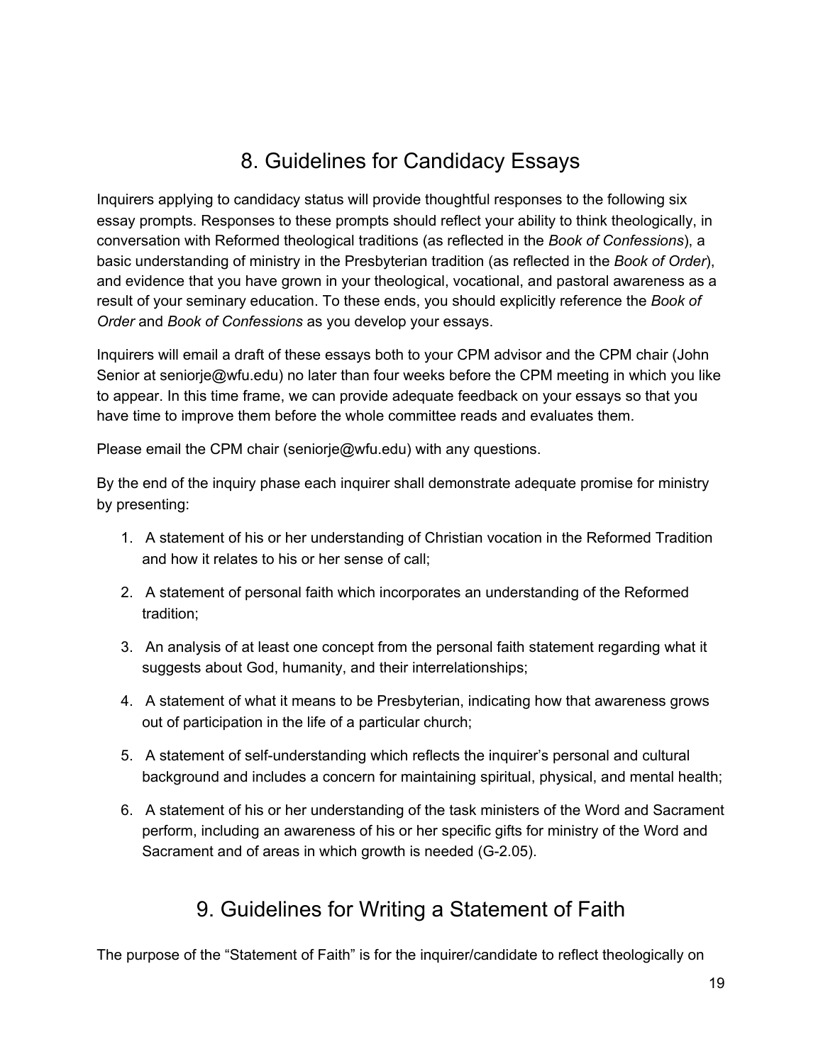## 8. Guidelines for Candidacy Essays

Inquirers applying to candidacy status will provide thoughtful responses to the following six essay prompts. Responses to these prompts should reflect your ability to think theologically, in conversation with Reformed theological traditions (as reflected in the *Book of Confessions*), a basic understanding of ministry in the Presbyterian tradition (as reflected in the *Book of Order*), and evidence that you have grown in your theological, vocational, and pastoral awareness as a result of your seminary education. To these ends, you should explicitly reference the *Book of Order* and *Book of Confessions* as you develop your essays.

Inquirers will email a draft of these essays both to your CPM advisor and the CPM chair (John Senior at seniorje@wfu.edu) no later than four weeks before the CPM meeting in which you like to appear. In this time frame, we can provide adequate feedback on your essays so that you have time to improve them before the whole committee reads and evaluates them.

Please email the CPM chair (seniorje@wfu.edu) with any questions.

By the end of the inquiry phase each inquirer shall demonstrate adequate promise for ministry by presenting:

1. A statement of his or her understanding of Christian vocation in the Reformed Tradition and how it relates to his or her sense of call;
2. A statement of personal faith which incorporates an understanding of the Reformed tradition;
3. An analysis of at least one concept from the personal faith statement regarding what it suggests about God, humanity, and their interrelationships;
4. A statement of what it means to be Presbyterian, indicating how that awareness grows out of participation in the life of a particular church;
5. A statement of self-understanding which reflects the inquirer's personal and cultural background and includes a concern for maintaining spiritual, physical, and mental health;
6. A statement of his or her understanding of the task ministers of the Word and Sacrament perform, including an awareness of his or her specific gifts for ministry of the Word and Sacrament and of areas in which growth is needed (G-2.05).

## 9. Guidelines for Writing a Statement of Faith

The purpose of the "Statement of Faith" is for the inquirer/candidate to reflect theologically on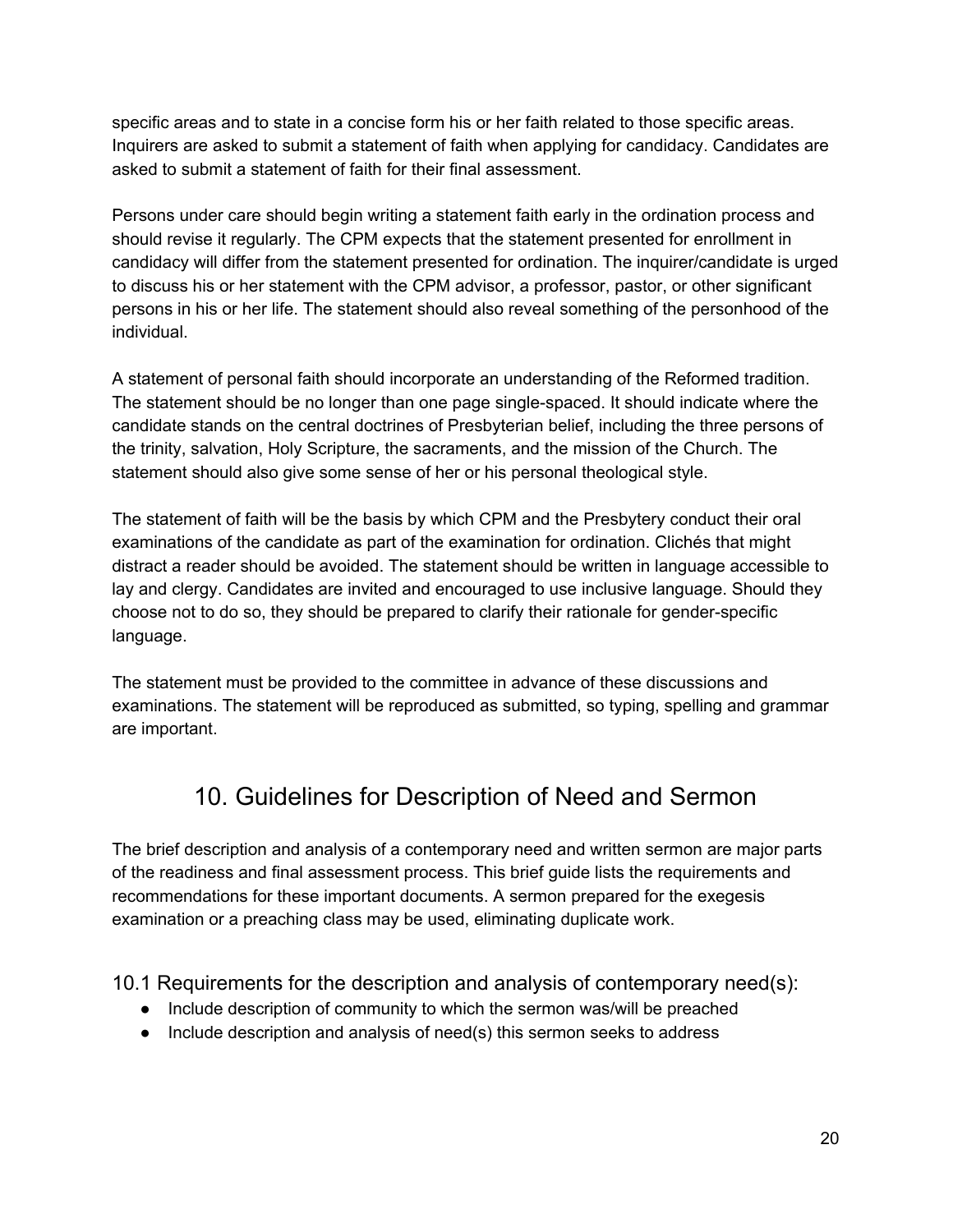specific areas and to state in a concise form his or her faith related to those specific areas. Inquirers are asked to submit a statement of faith when applying for candidacy. Candidates are asked to submit a statement of faith for their final assessment.

Persons under care should begin writing a statement faith early in the ordination process and should revise it regularly. The CPM expects that the statement presented for enrollment in candidacy will differ from the statement presented for ordination. The inquirer/candidate is urged to discuss his or her statement with the CPM advisor, a professor, pastor, or other significant persons in his or her life. The statement should also reveal something of the personhood of the individual.

A statement of personal faith should incorporate an understanding of the Reformed tradition. The statement should be no longer than one page single-spaced. It should indicate where the candidate stands on the central doctrines of Presbyterian belief, including the three persons of the trinity, salvation, Holy Scripture, the sacraments, and the mission of the Church. The statement should also give some sense of her or his personal theological style.

The statement of faith will be the basis by which CPM and the Presbytery conduct their oral examinations of the candidate as part of the examination for ordination. Clichés that might distract a reader should be avoided. The statement should be written in language accessible to lay and clergy. Candidates are invited and encouraged to use inclusive language. Should they choose not to do so, they should be prepared to clarify their rationale for gender-specific language.

The statement must be provided to the committee in advance of these discussions and examinations. The statement will be reproduced as submitted, so typing, spelling and grammar are important.

# 10. Guidelines for Description of Need and Sermon

The brief description and analysis of a contemporary need and written sermon are major parts of the readiness and final assessment process. This brief guide lists the requirements and recommendations for these important documents. A sermon prepared for the exegesis examination or a preaching class may be used, eliminating duplicate work.

## 10.1 Requirements for the description and analysis of contemporary need(s):

- Include description of community to which the sermon was/will be preached
- Include description and analysis of need(s) this sermon seeks to address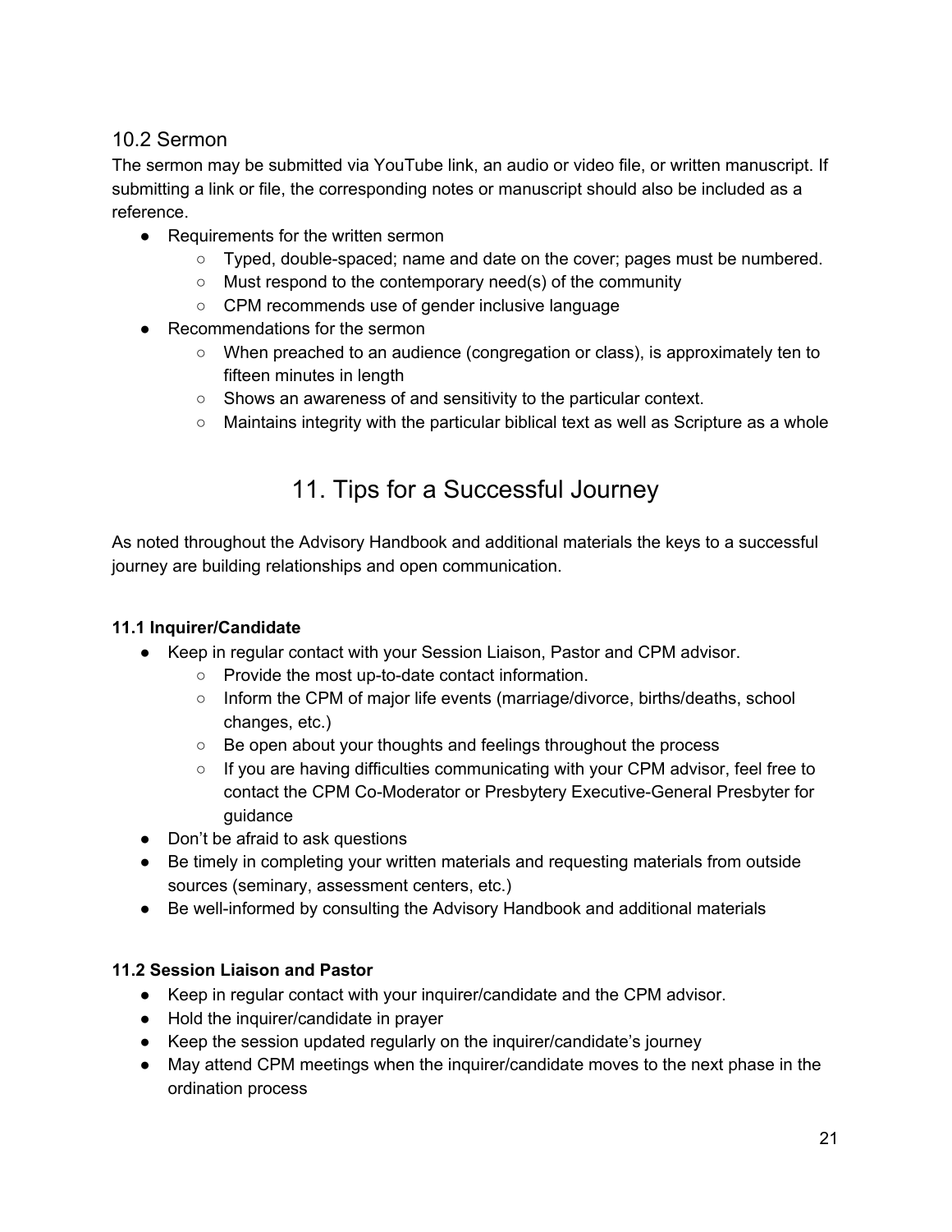### 10.2 Sermon

The sermon may be submitted via YouTube link, an audio or video file, or written manuscript. If submitting a link or file, the corresponding notes or manuscript should also be included as a reference.

- Requirements for the written sermon
  - Typed, double-spaced; name and date on the cover; pages must be numbered.
  - Must respond to the contemporary need(s) of the community
  - CPM recommends use of gender inclusive language
- Recommendations for the sermon
  - When preached to an audience (congregation or class), is approximately ten to fifteen minutes in length
  - Shows an awareness of and sensitivity to the particular context.
  - Maintains integrity with the particular biblical text as well as Scripture as a whole

## 11. Tips for a Successful Journey

As noted throughout the Advisory Handbook and additional materials the keys to a successful journey are building relationships and open communication.

**11.1 Inquirer/Candidate**

- Keep in regular contact with your Session Liaison, Pastor and CPM advisor.
  - Provide the most up-to-date contact information.
  - Inform the CPM of major life events (marriage/divorce, births/deaths, school changes, etc.)
  - Be open about your thoughts and feelings throughout the process
  - If you are having difficulties communicating with your CPM advisor, feel free to contact the CPM Co-Moderator or Presbytery Executive-General Presbyter for guidance
- Don't be afraid to ask questions
- Be timely in completing your written materials and requesting materials from outside sources (seminary, assessment centers, etc.)
- Be well-informed by consulting the Advisory Handbook and additional materials

**11.2 Session Liaison and Pastor**

- Keep in regular contact with your inquirer/candidate and the CPM advisor.
- Hold the inquirer/candidate in prayer
- Keep the session updated regularly on the inquirer/candidate's journey
- May attend CPM meetings when the inquirer/candidate moves to the next phase in the ordination process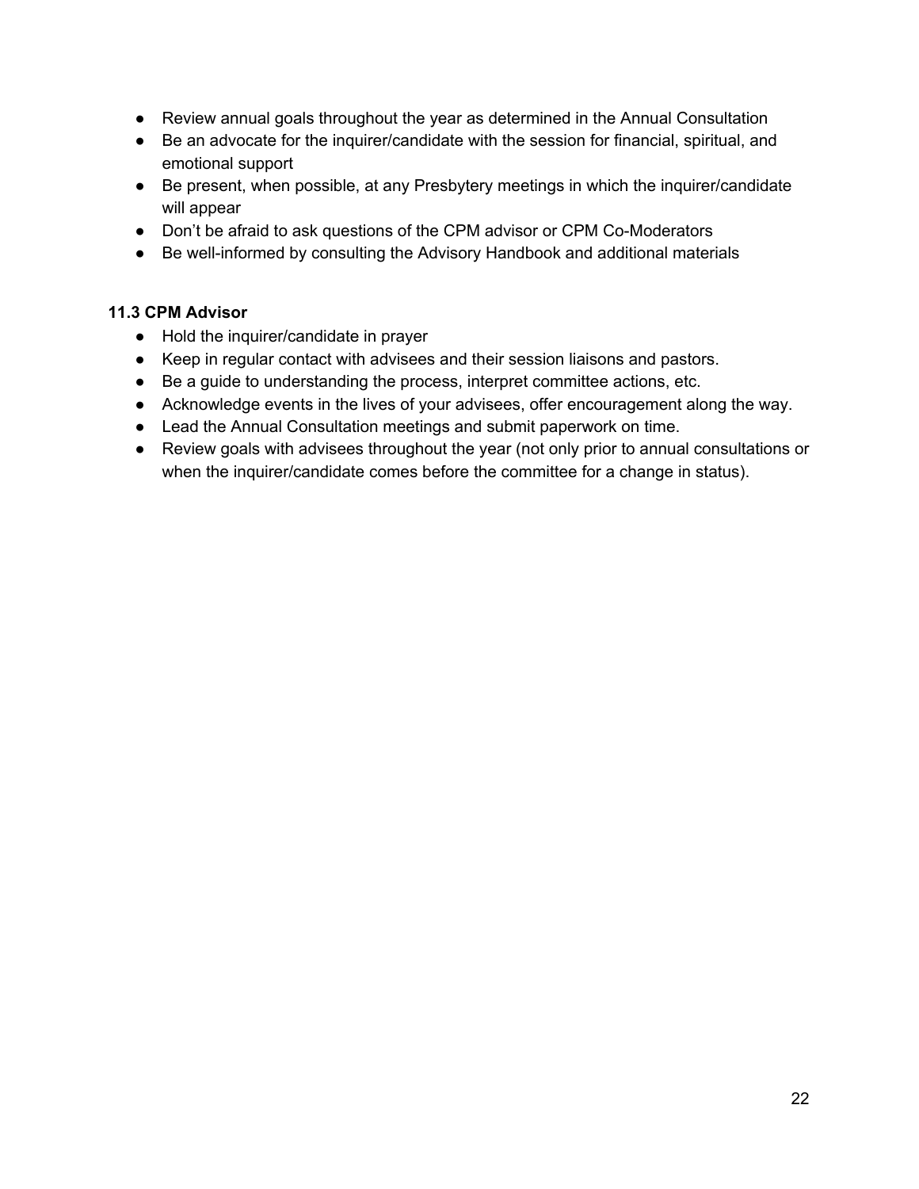- Review annual goals throughout the year as determined in the Annual Consultation
- Be an advocate for the inquirer/candidate with the session for financial, spiritual, and emotional support
- Be present, when possible, at any Presbytery meetings in which the inquirer/candidate will appear
- Don't be afraid to ask questions of the CPM advisor or CPM Co-Moderators
- Be well-informed by consulting the Advisory Handbook and additional materials

### 11.3 CPM Advisor

- Hold the inquirer/candidate in prayer
- Keep in regular contact with advisees and their session liaisons and pastors.
- Be a guide to understanding the process, interpret committee actions, etc.
- Acknowledge events in the lives of your advisees, offer encouragement along the way.
- Lead the Annual Consultation meetings and submit paperwork on time.
- Review goals with advisees throughout the year (not only prior to annual consultations or when the inquirer/candidate comes before the committee for a change in status).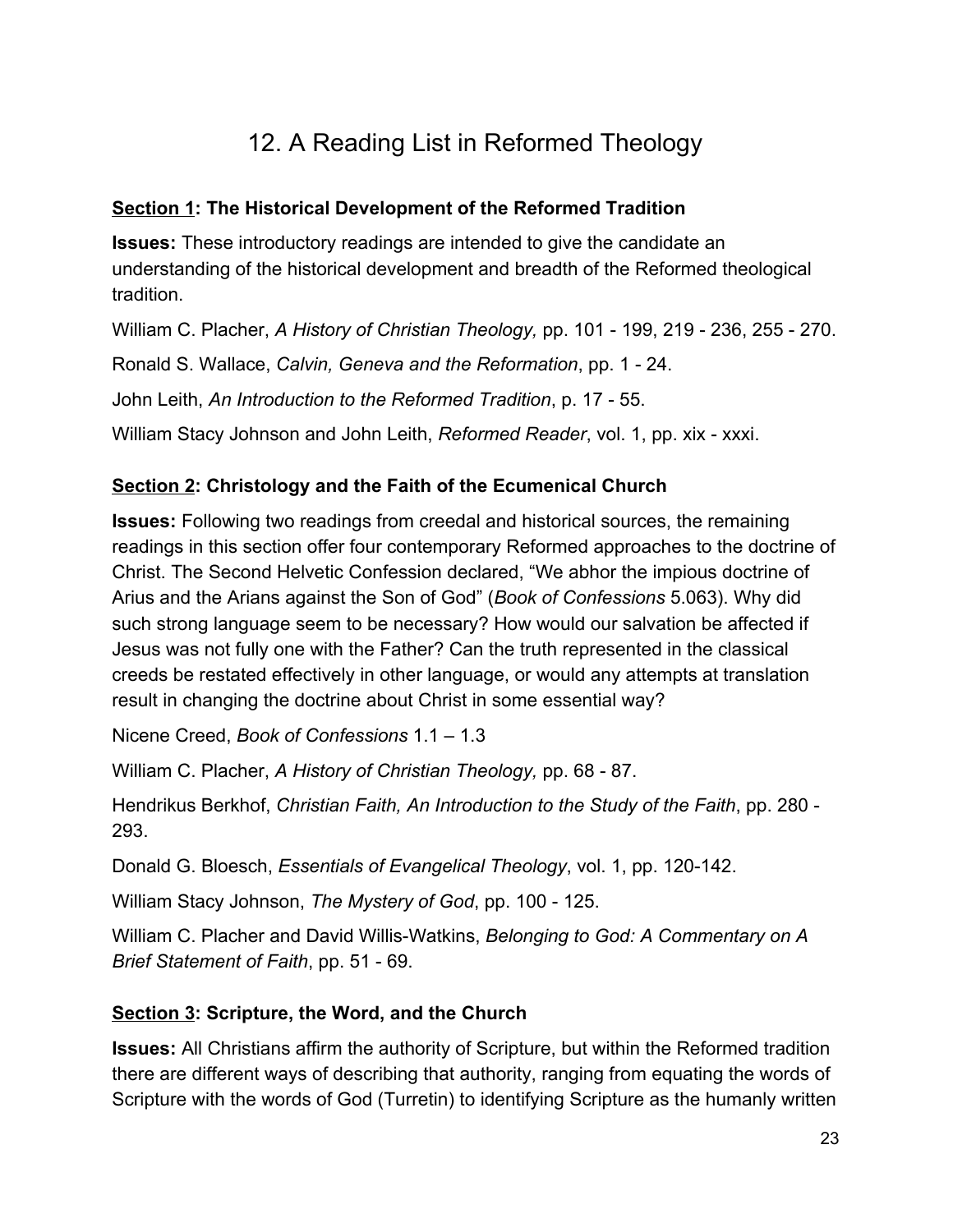# 12. A Reading List in Reformed Theology

**<u>Section 1</u>: The Historical Development of the Reformed Tradition**

**Issues:** These introductory readings are intended to give the candidate an understanding of the historical development and breadth of the Reformed theological tradition.

William C. Placher, *A History of Christian Theology,* pp. 101 - 199, 219 - 236, 255 - 270.

Ronald S. Wallace, *Calvin, Geneva and the Reformation*, pp. 1 - 24.

John Leith, *An Introduction to the Reformed Tradition*, p. 17 - 55.

William Stacy Johnson and John Leith, *Reformed Reader*, vol. 1, pp. xix - xxxi.

**<u>Section 2</u>: Christology and the Faith of the Ecumenical Church**

**Issues:** Following two readings from creedal and historical sources, the remaining readings in this section offer four contemporary Reformed approaches to the doctrine of Christ. The Second Helvetic Confession declared, "We abhor the impious doctrine of Arius and the Arians against the Son of God" (*Book of Confessions* 5.063). Why did such strong language seem to be necessary? How would our salvation be affected if Jesus was not fully one with the Father? Can the truth represented in the classical creeds be restated effectively in other language, or would any attempts at translation result in changing the doctrine about Christ in some essential way?

Nicene Creed, *Book of Confessions* 1.1 – 1.3

William C. Placher, *A History of Christian Theology,* pp. 68 - 87.

Hendrikus Berkhof, *Christian Faith, An Introduction to the Study of the Faith*, pp. 280 - 293.

Donald G. Bloesch, *Essentials of Evangelical Theology*, vol. 1, pp. 120-142.

William Stacy Johnson, *The Mystery of God*, pp. 100 - 125.

William C. Placher and David Willis-Watkins, *Belonging to God: A Commentary on A Brief Statement of Faith*, pp. 51 - 69.

**<u>Section 3</u>: Scripture, the Word, and the Church**

**Issues:** All Christians affirm the authority of Scripture, but within the Reformed tradition there are different ways of describing that authority, ranging from equating the words of Scripture with the words of God (Turretin) to identifying Scripture as the humanly written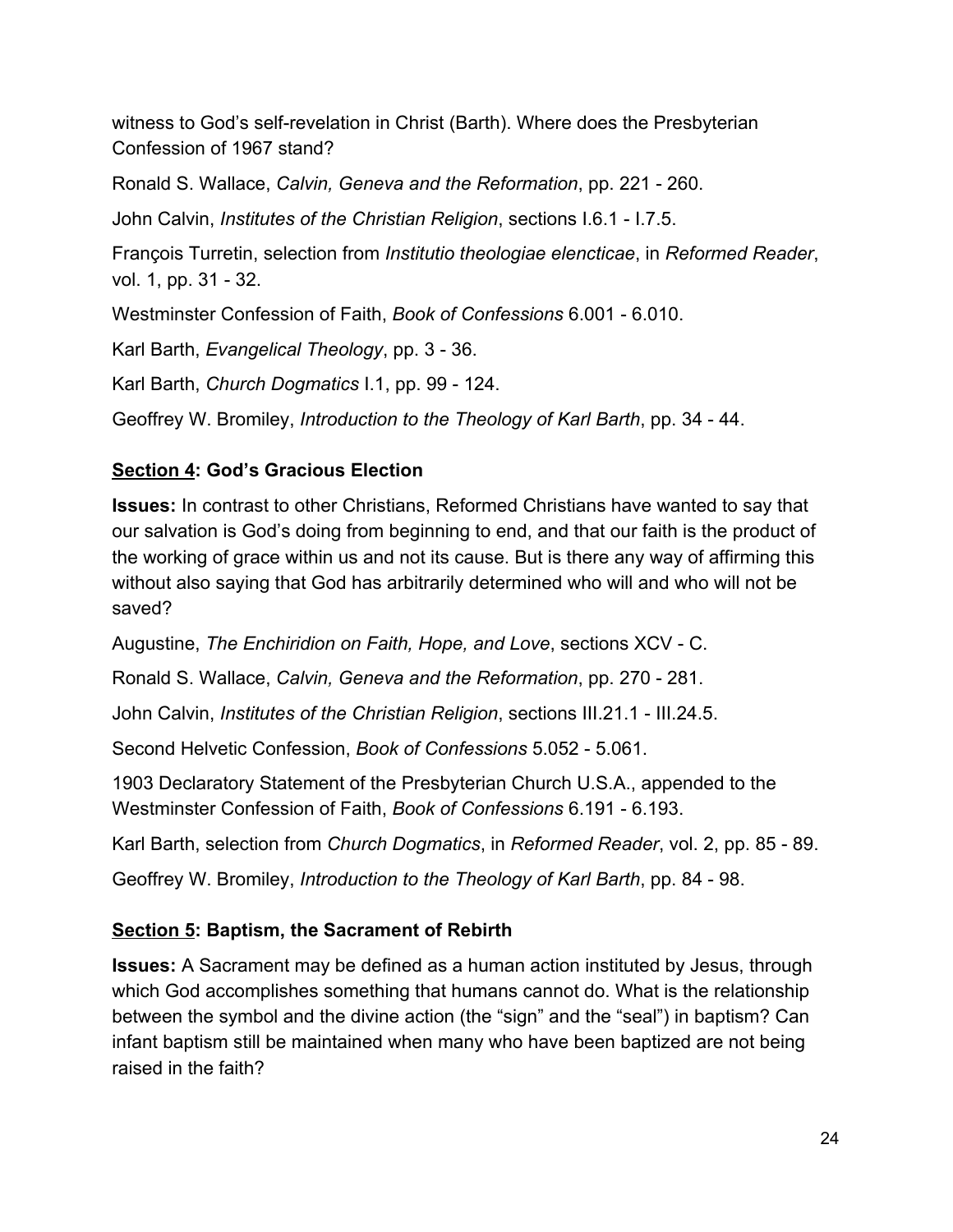witness to God's self-revelation in Christ (Barth). Where does the Presbyterian Confession of 1967 stand?

Ronald S. Wallace, *Calvin, Geneva and the Reformation*, pp. 221 - 260.

John Calvin, *Institutes of the Christian Religion*, sections I.6.1 - I.7.5.

François Turretin, selection from *Institutio theologiae elencticae*, in *Reformed Reader*, vol. 1, pp. 31 - 32.

Westminster Confession of Faith, *Book of Confessions* 6.001 - 6.010.

Karl Barth, *Evangelical Theology*, pp. 3 - 36.

Karl Barth, *Church Dogmatics* I.1, pp. 99 - 124.

Geoffrey W. Bromiley, *Introduction to the Theology of Karl Barth*, pp. 34 - 44.

## <u>Section 4</u>: God's Gracious Election

**Issues:** In contrast to other Christians, Reformed Christians have wanted to say that our salvation is God's doing from beginning to end, and that our faith is the product of the working of grace within us and not its cause. But is there any way of affirming this without also saying that God has arbitrarily determined who will and who will not be saved?

Augustine, *The Enchiridion on Faith, Hope, and Love*, sections XCV - C.

Ronald S. Wallace, *Calvin, Geneva and the Reformation*, pp. 270 - 281.

John Calvin, *Institutes of the Christian Religion*, sections III.21.1 - III.24.5.

Second Helvetic Confession, *Book of Confessions* 5.052 - 5.061.

1903 Declaratory Statement of the Presbyterian Church U.S.A., appended to the Westminster Confession of Faith, *Book of Confessions* 6.191 - 6.193.

Karl Barth, selection from *Church Dogmatics*, in *Reformed Reader*, vol. 2, pp. 85 - 89.

Geoffrey W. Bromiley, *Introduction to the Theology of Karl Barth*, pp. 84 - 98.

## <u>Section 5</u>: Baptism, the Sacrament of Rebirth

**Issues:** A Sacrament may be defined as a human action instituted by Jesus, through which God accomplishes something that humans cannot do. What is the relationship between the symbol and the divine action (the "sign" and the "seal") in baptism? Can infant baptism still be maintained when many who have been baptized are not being raised in the faith?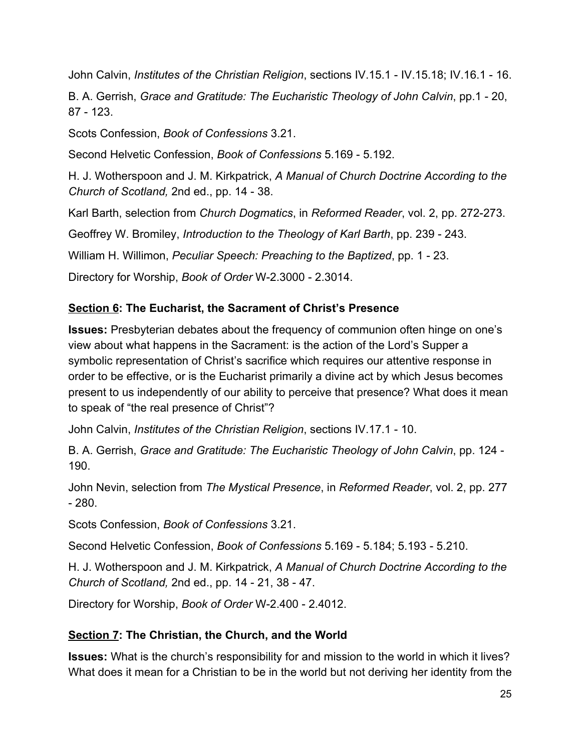John Calvin, *Institutes of the Christian Religion*, sections IV.15.1 - IV.15.18; IV.16.1 - 16.

B. A. Gerrish, *Grace and Gratitude: The Eucharistic Theology of John Calvin*, pp.1 - 20, 87 - 123.

Scots Confession, *Book of Confessions* 3.21.

Second Helvetic Confession, *Book of Confessions* 5.169 - 5.192.

H. J. Wotherspoon and J. M. Kirkpatrick, *A Manual of Church Doctrine According to the Church of Scotland,* 2nd ed., pp. 14 - 38.

Karl Barth, selection from *Church Dogmatics*, in *Reformed Reader*, vol. 2, pp. 272-273.

Geoffrey W. Bromiley, *Introduction to the Theology of Karl Barth*, pp. 239 - 243.

William H. Willimon, *Peculiar Speech: Preaching to the Baptized*, pp. 1 - 23.

Directory for Worship, *Book of Order* W-2.3000 - 2.3014.

### <u>Section 6</u>: The Eucharist, the Sacrament of Christ's Presence

**Issues:** Presbyterian debates about the frequency of communion often hinge on one's view about what happens in the Sacrament: is the action of the Lord's Supper a symbolic representation of Christ's sacrifice which requires our attentive response in order to be effective, or is the Eucharist primarily a divine act by which Jesus becomes present to us independently of our ability to perceive that presence? What does it mean to speak of "the real presence of Christ"?

John Calvin, *Institutes of the Christian Religion*, sections IV.17.1 - 10.

B. A. Gerrish, *Grace and Gratitude: The Eucharistic Theology of John Calvin*, pp. 124 - 190.

John Nevin, selection from *The Mystical Presence*, in *Reformed Reader*, vol. 2, pp. 277 - 280.

Scots Confession, *Book of Confessions* 3.21.

Second Helvetic Confession, *Book of Confessions* 5.169 - 5.184; 5.193 - 5.210.

H. J. Wotherspoon and J. M. Kirkpatrick, *A Manual of Church Doctrine According to the Church of Scotland,* 2nd ed., pp. 14 - 21, 38 - 47.

Directory for Worship, *Book of Order* W-2.400 - 2.4012.

### <u>Section 7</u>: The Christian, the Church, and the World

**Issues:** What is the church's responsibility for and mission to the world in which it lives? What does it mean for a Christian to be in the world but not deriving her identity from the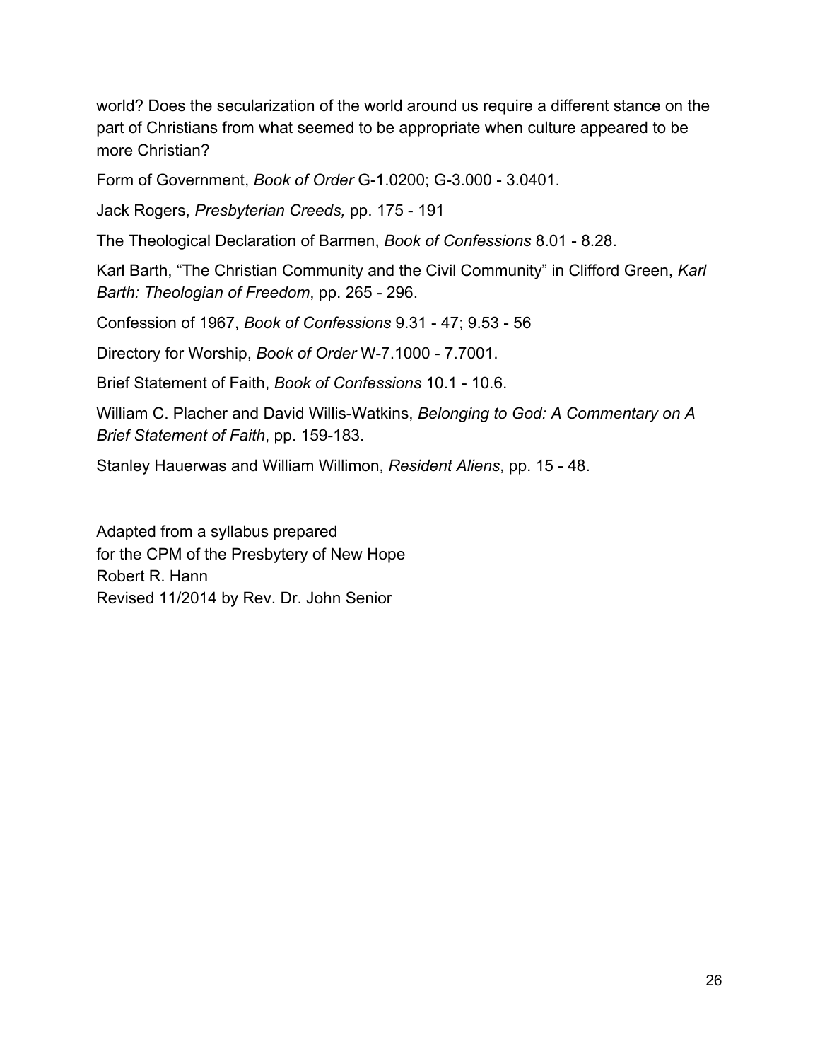world? Does the secularization of the world around us require a different stance on the part of Christians from what seemed to be appropriate when culture appeared to be more Christian?

Form of Government, *Book of Order* G-1.0200; G-3.000 - 3.0401.

Jack Rogers, *Presbyterian Creeds,* pp. 175 - 191

The Theological Declaration of Barmen, *Book of Confessions* 8.01 - 8.28.

Karl Barth, "The Christian Community and the Civil Community" in Clifford Green, *Karl Barth: Theologian of Freedom*, pp. 265 - 296.

Confession of 1967, *Book of Confessions* 9.31 - 47; 9.53 - 56

Directory for Worship, *Book of Order* W-7.1000 - 7.7001.

Brief Statement of Faith, *Book of Confessions* 10.1 - 10.6.

William C. Placher and David Willis-Watkins, *Belonging to God: A Commentary on A Brief Statement of Faith*, pp. 159-183.

Stanley Hauerwas and William Willimon, *Resident Aliens*, pp. 15 - 48.

Adapted from a syllabus prepared
for the CPM of the Presbytery of New Hope
Robert R. Hann
Revised 11/2014 by Rev. Dr. John Senior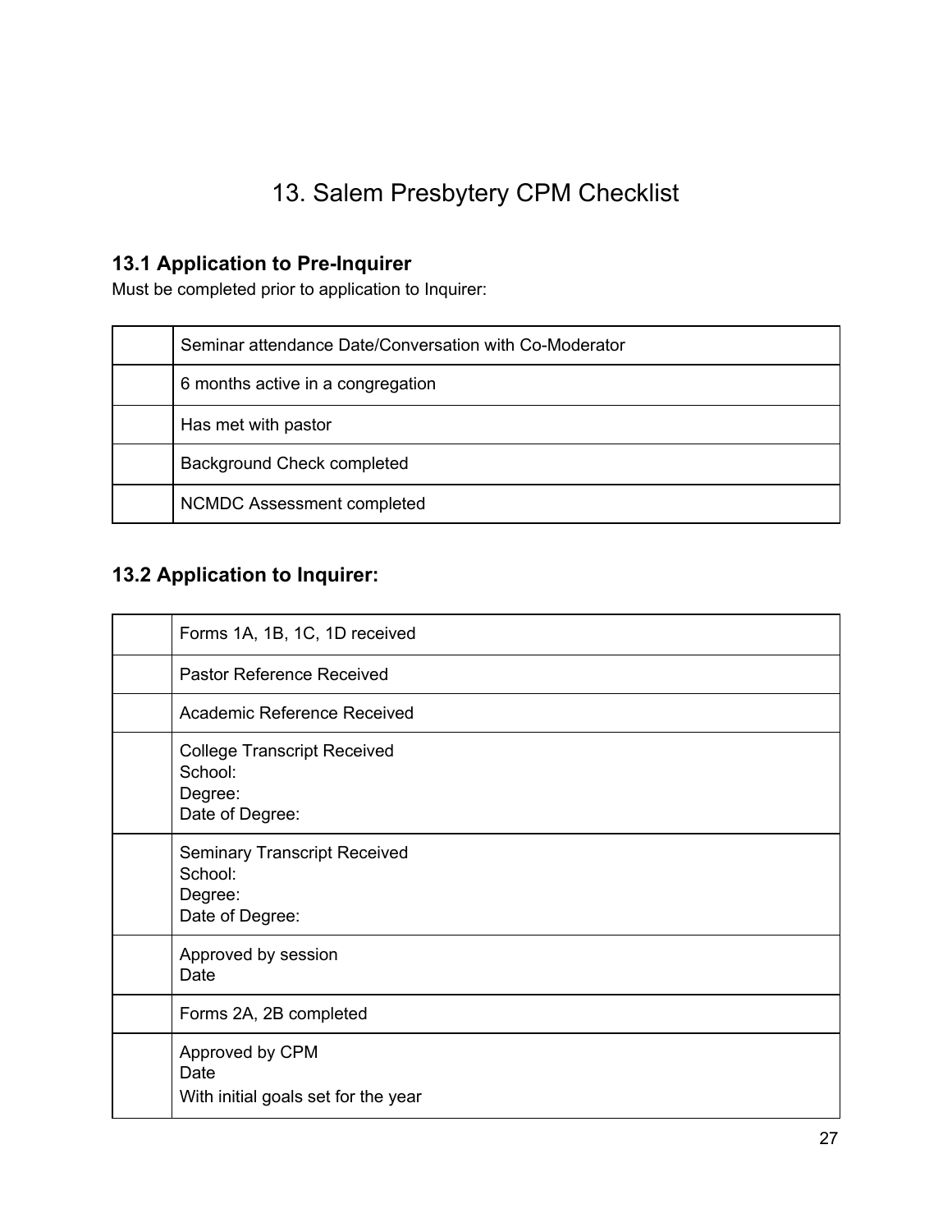# 13. Salem Presbytery CPM Checklist

## 13.1 Application to Pre-Inquirer

Must be completed prior to application to Inquirer:

| | |
|---|---|
| | Seminar attendance Date/Conversation with Co-Moderator |
| | 6 months active in a congregation |
| | Has met with pastor |
| | Background Check completed |
| | NCMDC Assessment completed |

## 13.2 Application to Inquirer:

| | |
|---|---|
| | Forms 1A, 1B, 1C, 1D received |
| | Pastor Reference Received |
| | Academic Reference Received |
| | College Transcript Received<br>School:<br>Degree:<br>Date of Degree: |
| | Seminary Transcript Received<br>School:<br>Degree:<br>Date of Degree: |
| | Approved by session<br>Date |
| | Forms 2A, 2B completed |
| | Approved by CPM<br>Date<br>With initial goals set for the year |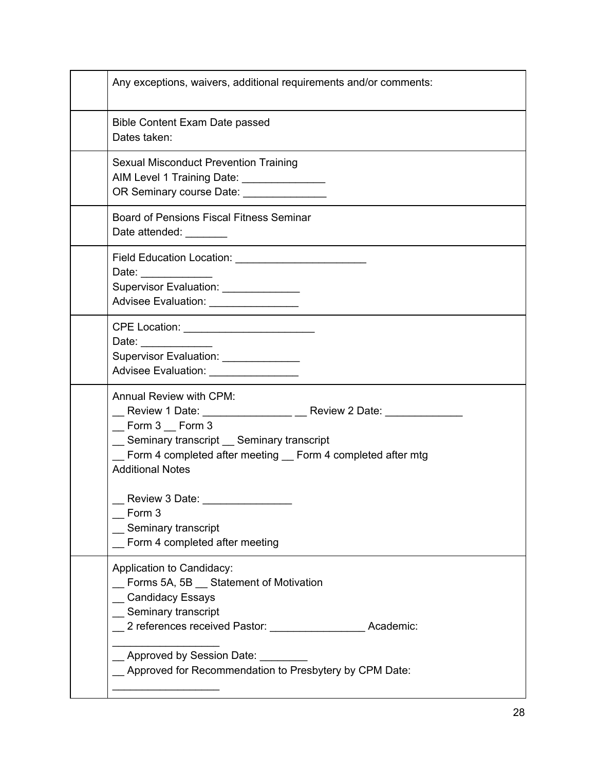| | |
|---|---|
| | Any exceptions, waivers, additional requirements and/or comments: |
| | Bible Content Exam Date passed<br>Dates taken: |
| | Sexual Misconduct Prevention Training<br>AIM Level 1 Training Date: ______________<br>OR Seminary course Date: ______________ |
| | Board of Pensions Fiscal Fitness Seminar<br>Date attended: _______ |
| | Field Education Location: ______________________<br>Date: ____________<br>Supervisor Evaluation: _____________<br>Advisee Evaluation: _______________ |
| | CPE Location: ______________________<br>Date: ____________<br>Supervisor Evaluation: _____________<br>Advisee Evaluation: _______________ |
| | Annual Review with CPM:<br>__ Review 1 Date: _______________ __ Review 2 Date: _____________<br>__ Form 3 __ Form 3<br>__ Seminary transcript __ Seminary transcript<br>__ Form 4 completed after meeting __ Form 4 completed after mtg<br>Additional Notes<br><br>__ Review 3 Date: _______________<br>__ Form 3<br>__ Seminary transcript<br>__ Form 4 completed after meeting |
| | Application to Candidacy:<br>__ Forms 5A, 5B __ Statement of Motivation<br>__ Candidacy Essays<br>__ Seminary transcript<br>__ 2 references received Pastor: ________________ Academic: __________________<br>__ Approved by Session Date: ________<br>__ Approved for Recommendation to Presbytery by CPM Date: __________________ |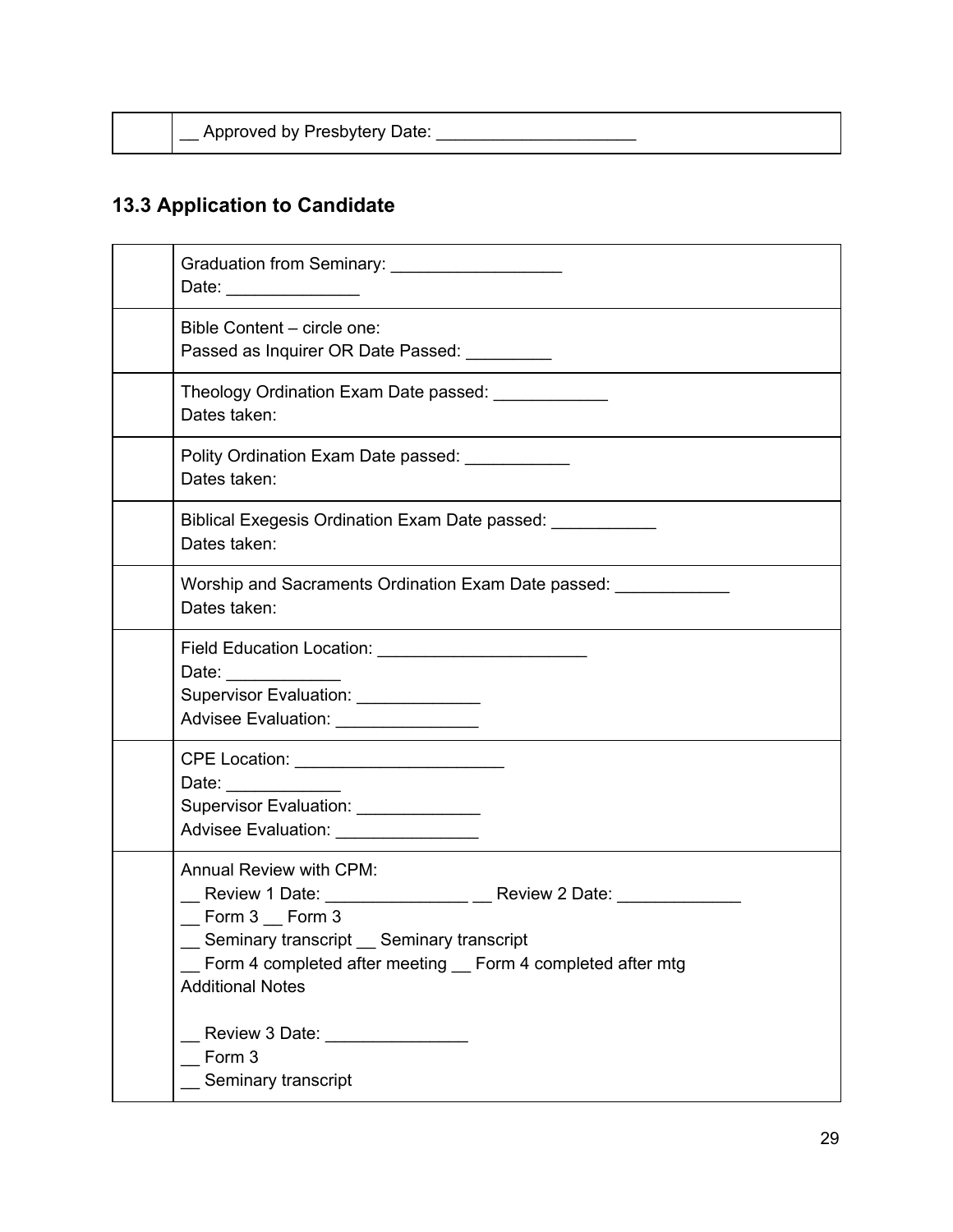|  | __ Approved by Presbytery Date: _____________________ |
|---|---|

## 13.3 Application to Candidate

|  | |
|---|---|
|  | Graduation from Seminary: __________________<br>Date: ______________ |
|  | Bible Content – circle one:<br>Passed as Inquirer OR Date Passed: _________ |
|  | Theology Ordination Exam Date passed: ____________<br>Dates taken: |
|  | Polity Ordination Exam Date passed: ___________<br>Dates taken: |
|  | Biblical Exegesis Ordination Exam Date passed: ___________<br>Dates taken: |
|  | Worship and Sacraments Ordination Exam Date passed: ____________<br>Dates taken: |
|  | Field Education Location: ______________________<br>Date: ____________<br>Supervisor Evaluation: _____________<br>Advisee Evaluation: _______________ |
|  | CPE Location: ______________________<br>Date: ____________<br>Supervisor Evaluation: _____________<br>Advisee Evaluation: _______________ |
|  | Annual Review with CPM:<br>__ Review 1 Date: _______________ __ Review 2 Date: _____________<br>__ Form 3 __ Form 3<br>__ Seminary transcript __ Seminary transcript<br>__ Form 4 completed after meeting __ Form 4 completed after mtg<br>Additional Notes<br><br>__ Review 3 Date: _______________<br>__ Form 3<br>__ Seminary transcript |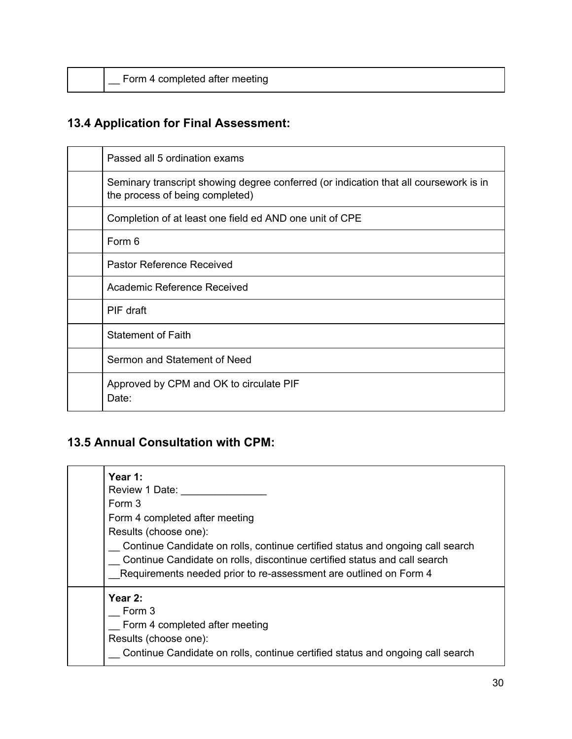| | __ Form 4 completed after meeting |
|---|---|

## 13.4 Application for Final Assessment:

| | Passed all 5 ordination exams |
|---|---|
| | Seminary transcript showing degree conferred (or indication that all coursework is in the process of being completed) |
| | Completion of at least one field ed AND one unit of CPE |
| | Form 6 |
| | Pastor Reference Received |
| | Academic Reference Received |
| | PIF draft |
| | Statement of Faith |
| | Sermon and Statement of Need |
| | Approved by CPM and OK to circulate PIF<br>Date: |

## 13.5 Annual Consultation with CPM:

| | **Year 1:**<br>Review 1 Date: _______________<br>Form 3<br>Form 4 completed after meeting<br>Results (choose one):<br>__ Continue Candidate on rolls, continue certified status and ongoing call search<br>__ Continue Candidate on rolls, discontinue certified status and call search<br>__Requirements needed prior to re-assessment are outlined on Form 4 |
|---|---|
| | **Year 2:**<br>__ Form 3<br>__ Form 4 completed after meeting<br>Results (choose one):<br>__ Continue Candidate on rolls, continue certified status and ongoing call search |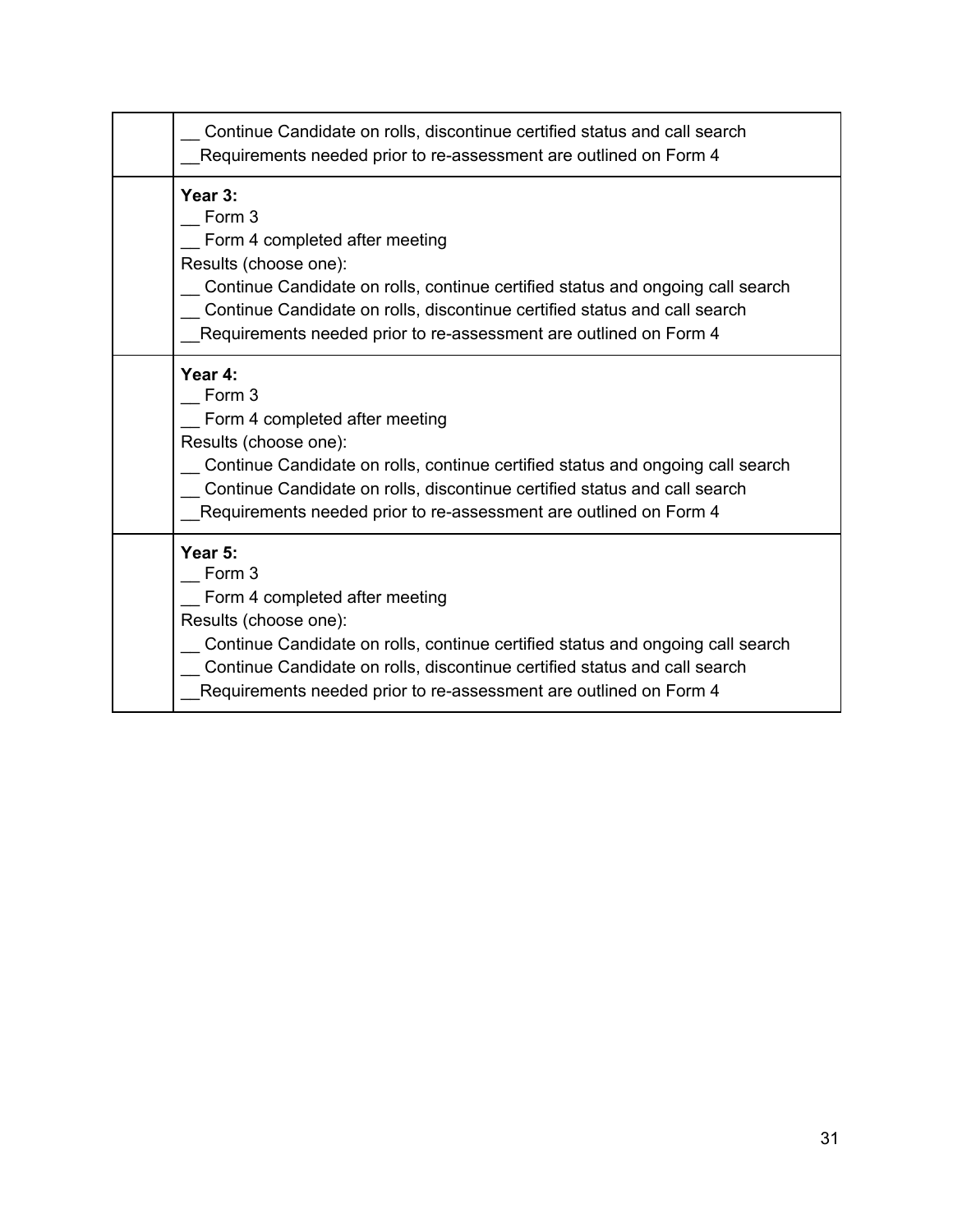| | |
|---|---|
| | __ Continue Candidate on rolls, discontinue certified status and call search<br>__Requirements needed prior to re-assessment are outlined on Form 4 |
| | **Year 3:**<br>__ Form 3<br>__ Form 4 completed after meeting<br>Results (choose one):<br>__ Continue Candidate on rolls, continue certified status and ongoing call search<br>__ Continue Candidate on rolls, discontinue certified status and call search<br>__Requirements needed prior to re-assessment are outlined on Form 4 |
| | **Year 4:**<br>__ Form 3<br>__ Form 4 completed after meeting<br>Results (choose one):<br>__ Continue Candidate on rolls, continue certified status and ongoing call search<br>__ Continue Candidate on rolls, discontinue certified status and call search<br>__Requirements needed prior to re-assessment are outlined on Form 4 |
| | **Year 5:**<br>__ Form 3<br>__ Form 4 completed after meeting<br>Results (choose one):<br>__ Continue Candidate on rolls, continue certified status and ongoing call search<br>__ Continue Candidate on rolls, discontinue certified status and call search<br>__Requirements needed prior to re-assessment are outlined on Form 4 |